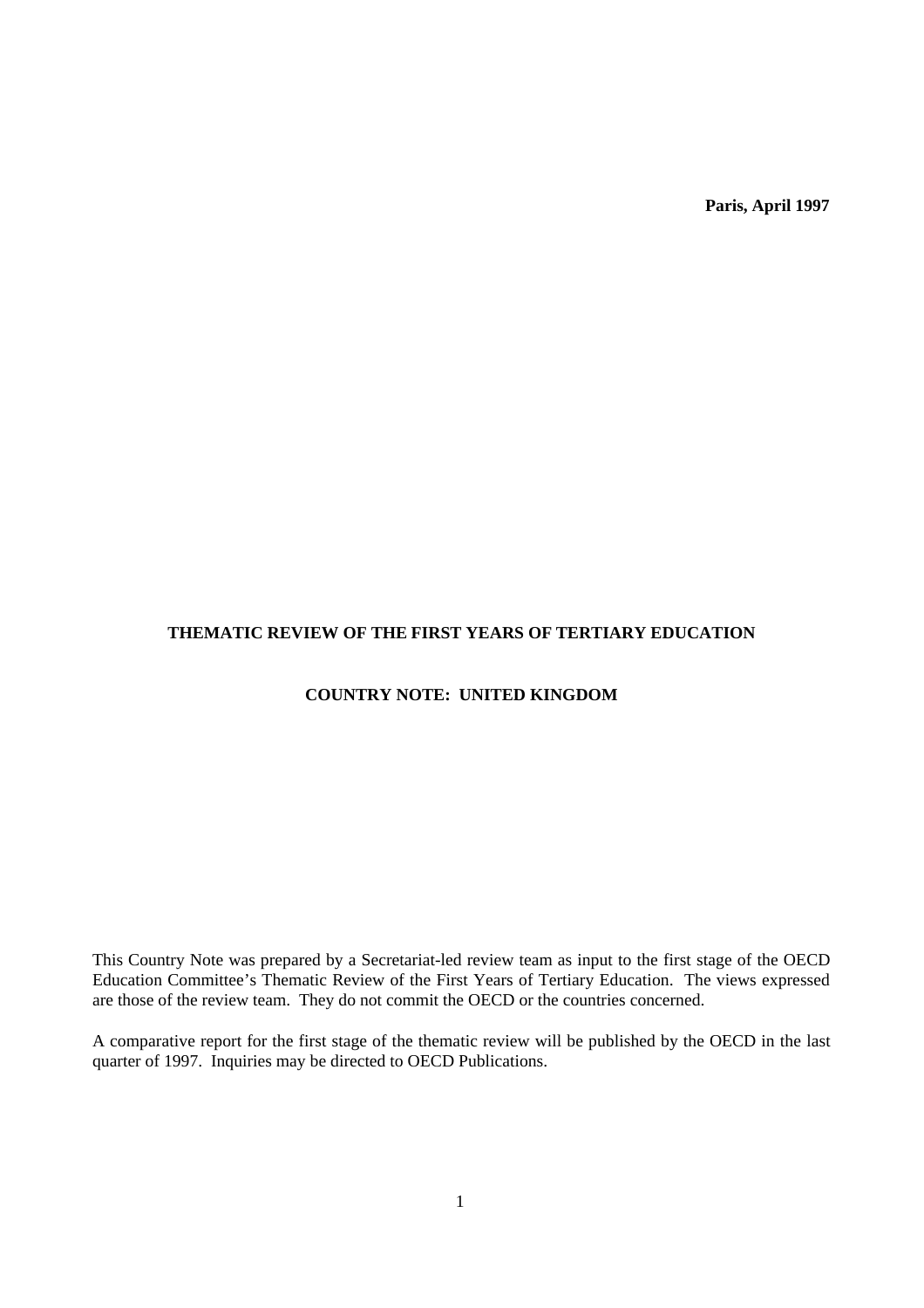**Paris, April 1997**

# THEMATIC REVIEW OF THE FIRST YEARS OF TERTIARY EDUCATION

## COUNTRY NOTE: UNITED KINGDOM

This Country Note was prepared by a Secretariat-led review team as input to the first stage of the OECD Education Committee's Thematic Review of the First Years of Tertiary Education. The views expressed are those of the review team. They do not commit the OECD or the countries concerned.

A comparative report for the first stage of the thematic review will be published by the OECD in the last quarter of 1997. Inquiries may be directed to OECD Publications.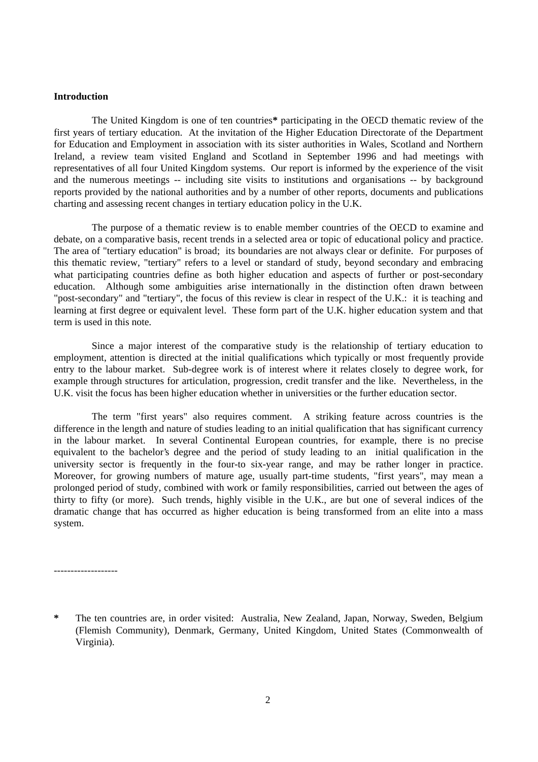**Introduction**

The United Kingdom is one of ten countries* participating in the OECD thematic review of the first years of tertiary education. At the invitation of the Higher Education Directorate of the Department for Education and Employment in association with its sister authorities in Wales, Scotland and Northern Ireland, a review team visited England and Scotland in September 1996 and had meetings with representatives of all four United Kingdom systems. Our report is informed by the experience of the visit and the numerous meetings -- including site visits to institutions and organisations -- by background reports provided by the national authorities and by a number of other reports, documents and publications charting and assessing recent changes in tertiary education policy in the U.K.

The purpose of a thematic review is to enable member countries of the OECD to examine and debate, on a comparative basis, recent trends in a selected area or topic of educational policy and practice. The area of "tertiary education" is broad; its boundaries are not always clear or definite. For purposes of this thematic review, "tertiary" refers to a level or standard of study, beyond secondary and embracing what participating countries define as both higher education and aspects of further or post-secondary education. Although some ambiguities arise internationally in the distinction often drawn between "post-secondary" and "tertiary", the focus of this review is clear in respect of the U.K.: it is teaching and learning at first degree or equivalent level. These form part of the U.K. higher education system and that term is used in this note.

Since a major interest of the comparative study is the relationship of tertiary education to employment, attention is directed at the initial qualifications which typically or most frequently provide entry to the labour market. Sub-degree work is of interest where it relates closely to degree work, for example through structures for articulation, progression, credit transfer and the like. Nevertheless, in the U.K. visit the focus has been higher education whether in universities or the further education sector.

The term "first years" also requires comment. A striking feature across countries is the difference in the length and nature of studies leading to an initial qualification that has significant currency in the labour market. In several Continental European countries, for example, there is no precise equivalent to the bachelor's degree and the period of study leading to an initial qualification in the university sector is frequently in the four-to six-year range, and may be rather longer in practice. Moreover, for growing numbers of mature age, usually part-time students, "first years", may mean a prolonged period of study, combined with work or family responsibilities, carried out between the ages of thirty to fifty (or more). Such trends, highly visible in the U.K., are but one of several indices of the dramatic change that has occurred as higher education is being transformed from an elite into a mass system.

-------------------

\* The ten countries are, in order visited: Australia, New Zealand, Japan, Norway, Sweden, Belgium (Flemish Community), Denmark, Germany, United Kingdom, United States (Commonwealth of Virginia).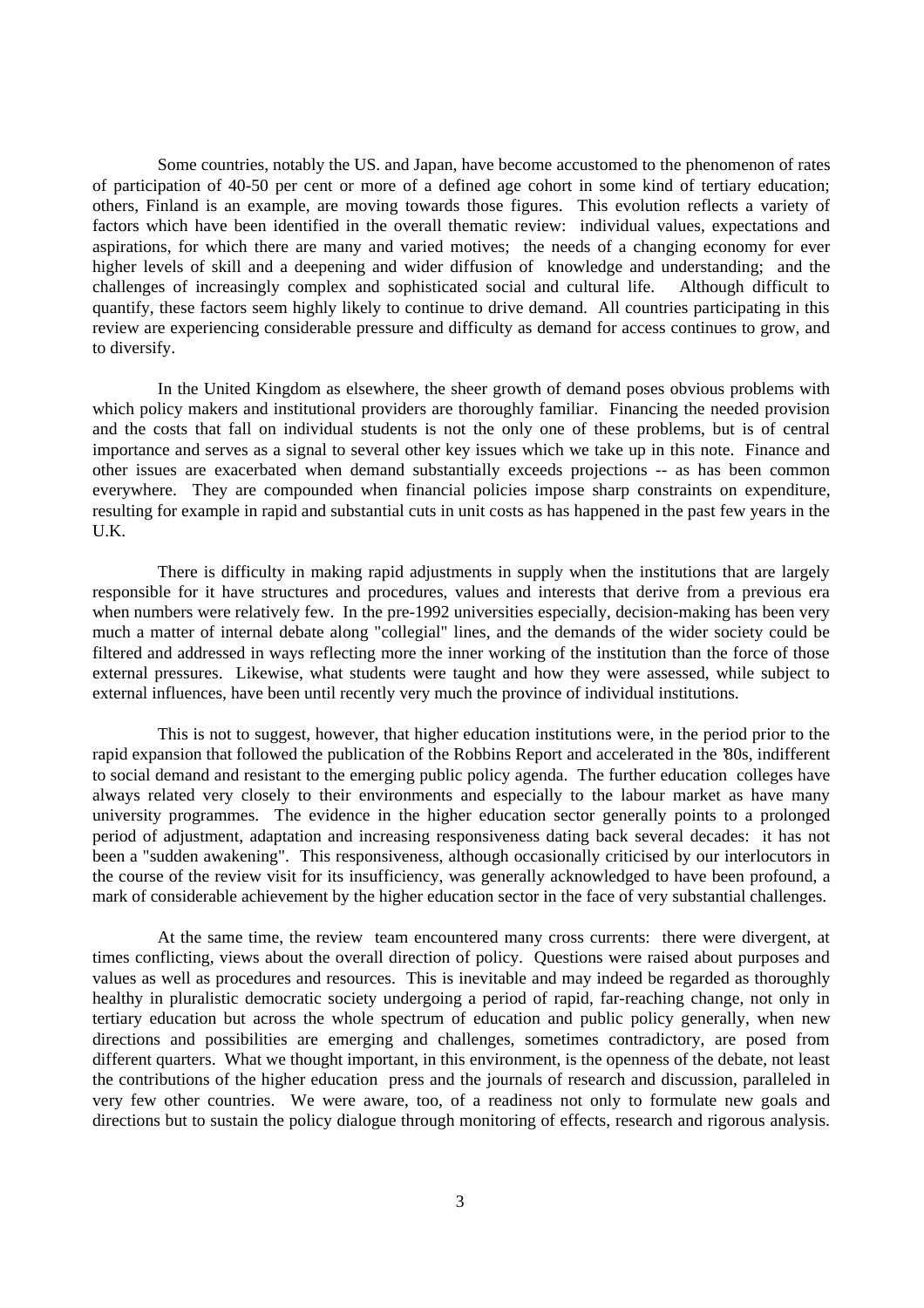Some countries, notably the US. and Japan, have become accustomed to the phenomenon of rates of participation of 40-50 per cent or more of a defined age cohort in some kind of tertiary education; others, Finland is an example, are moving towards those figures. This evolution reflects a variety of factors which have been identified in the overall thematic review: individual values, expectations and aspirations, for which there are many and varied motives; the needs of a changing economy for ever higher levels of skill and a deepening and wider diffusion of knowledge and understanding; and the challenges of increasingly complex and sophisticated social and cultural life. Although difficult to quantify, these factors seem highly likely to continue to drive demand. All countries participating in this review are experiencing considerable pressure and difficulty as demand for access continues to grow, and to diversify.

In the United Kingdom as elsewhere, the sheer growth of demand poses obvious problems with which policy makers and institutional providers are thoroughly familiar. Financing the needed provision and the costs that fall on individual students is not the only one of these problems, but is of central importance and serves as a signal to several other key issues which we take up in this note. Finance and other issues are exacerbated when demand substantially exceeds projections -- as has been common everywhere. They are compounded when financial policies impose sharp constraints on expenditure, resulting for example in rapid and substantial cuts in unit costs as has happened in the past few years in the U.K.

There is difficulty in making rapid adjustments in supply when the institutions that are largely responsible for it have structures and procedures, values and interests that derive from a previous era when numbers were relatively few. In the pre-1992 universities especially, decision-making has been very much a matter of internal debate along "collegial" lines, and the demands of the wider society could be filtered and addressed in ways reflecting more the inner working of the institution than the force of those external pressures. Likewise, what students were taught and how they were assessed, while subject to external influences, have been until recently very much the province of individual institutions.

This is not to suggest, however, that higher education institutions were, in the period prior to the rapid expansion that followed the publication of the Robbins Report and accelerated in the '80s, indifferent to social demand and resistant to the emerging public policy agenda. The further education colleges have always related very closely to their environments and especially to the labour market as have many university programmes. The evidence in the higher education sector generally points to a prolonged period of adjustment, adaptation and increasing responsiveness dating back several decades: it has not been a "sudden awakening". This responsiveness, although occasionally criticised by our interlocutors in the course of the review visit for its insufficiency, was generally acknowledged to have been profound, a mark of considerable achievement by the higher education sector in the face of very substantial challenges.

At the same time, the review team encountered many cross currents: there were divergent, at times conflicting, views about the overall direction of policy. Questions were raised about purposes and values as well as procedures and resources. This is inevitable and may indeed be regarded as thoroughly healthy in pluralistic democratic society undergoing a period of rapid, far-reaching change, not only in tertiary education but across the whole spectrum of education and public policy generally, when new directions and possibilities are emerging and challenges, sometimes contradictory, are posed from different quarters. What we thought important, in this environment, is the openness of the debate, not least the contributions of the higher education press and the journals of research and discussion, paralleled in very few other countries. We were aware, too, of a readiness not only to formulate new goals and directions but to sustain the policy dialogue through monitoring of effects, research and rigorous analysis.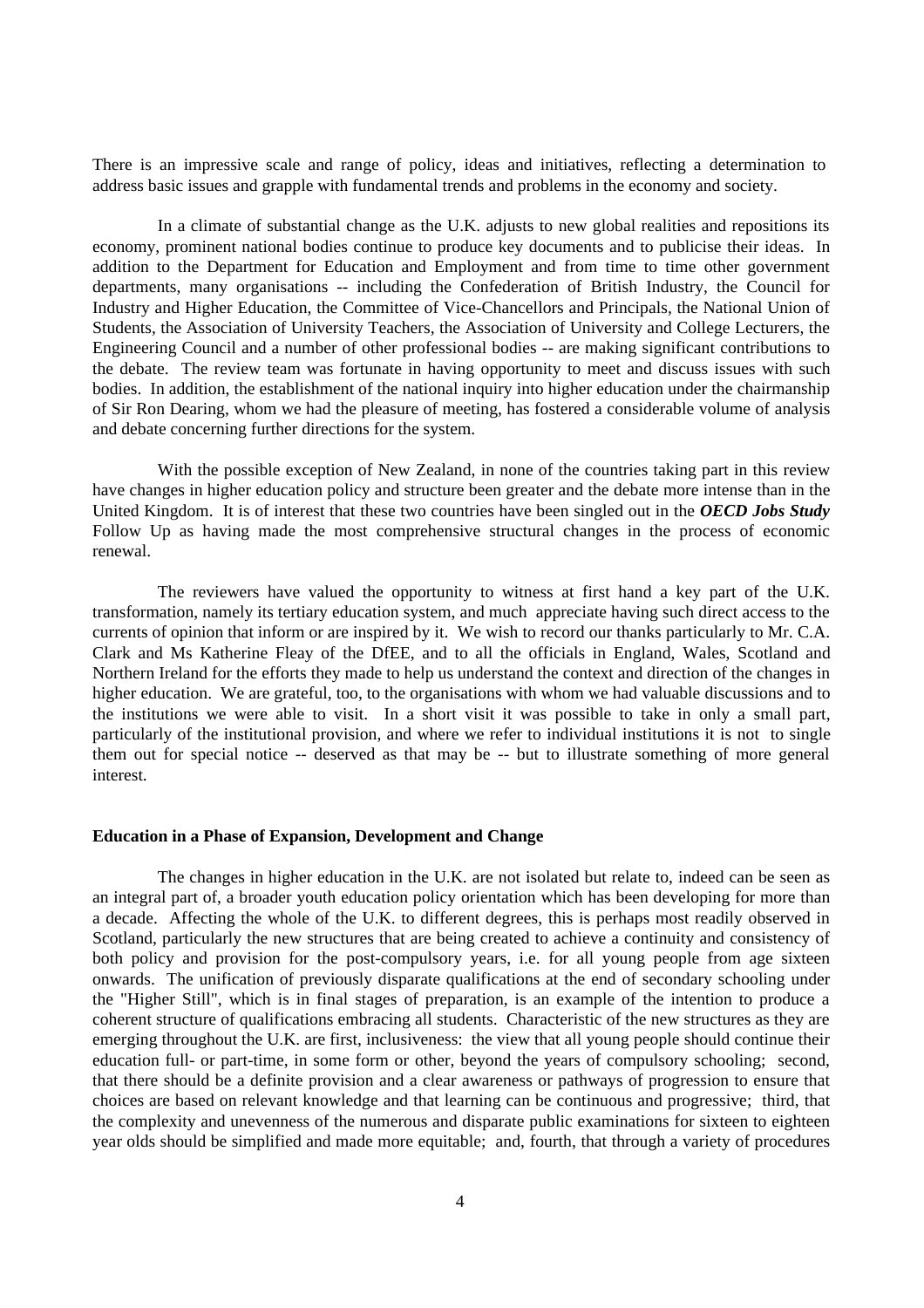There is an impressive scale and range of policy, ideas and initiatives, reflecting a determination to address basic issues and grapple with fundamental trends and problems in the economy and society.

In a climate of substantial change as the U.K. adjusts to new global realities and repositions its economy, prominent national bodies continue to produce key documents and to publicise their ideas. In addition to the Department for Education and Employment and from time to time other government departments, many organisations -- including the Confederation of British Industry, the Council for Industry and Higher Education, the Committee of Vice-Chancellors and Principals, the National Union of Students, the Association of University Teachers, the Association of University and College Lecturers, the Engineering Council and a number of other professional bodies -- are making significant contributions to the debate. The review team was fortunate in having opportunity to meet and discuss issues with such bodies. In addition, the establishment of the national inquiry into higher education under the chairmanship of Sir Ron Dearing, whom we had the pleasure of meeting, has fostered a considerable volume of analysis and debate concerning further directions for the system.

With the possible exception of New Zealand, in none of the countries taking part in this review have changes in higher education policy and structure been greater and the debate more intense than in the United Kingdom. It is of interest that these two countries have been singled out in the ***OECD Jobs Study*** Follow Up as having made the most comprehensive structural changes in the process of economic renewal.

The reviewers have valued the opportunity to witness at first hand a key part of the U.K. transformation, namely its tertiary education system, and much appreciate having such direct access to the currents of opinion that inform or are inspired by it. We wish to record our thanks particularly to Mr. C.A. Clark and Ms Katherine Fleay of the DfEE, and to all the officials in England, Wales, Scotland and Northern Ireland for the efforts they made to help us understand the context and direction of the changes in higher education. We are grateful, too, to the organisations with whom we had valuable discussions and to the institutions we were able to visit. In a short visit it was possible to take in only a small part, particularly of the institutional provision, and where we refer to individual institutions it is not to single them out for special notice -- deserved as that may be -- but to illustrate something of more general interest.

**Education in a Phase of Expansion, Development and Change**

The changes in higher education in the U.K. are not isolated but relate to, indeed can be seen as an integral part of, a broader youth education policy orientation which has been developing for more than a decade. Affecting the whole of the U.K. to different degrees, this is perhaps most readily observed in Scotland, particularly the new structures that are being created to achieve a continuity and consistency of both policy and provision for the post-compulsory years, i.e. for all young people from age sixteen onwards. The unification of previously disparate qualifications at the end of secondary schooling under the "Higher Still", which is in final stages of preparation, is an example of the intention to produce a coherent structure of qualifications embracing all students. Characteristic of the new structures as they are emerging throughout the U.K. are first, inclusiveness: the view that all young people should continue their education full- or part-time, in some form or other, beyond the years of compulsory schooling; second, that there should be a definite provision and a clear awareness or pathways of progression to ensure that choices are based on relevant knowledge and that learning can be continuous and progressive; third, that the complexity and unevenness of the numerous and disparate public examinations for sixteen to eighteen year olds should be simplified and made more equitable; and, fourth, that through a variety of procedures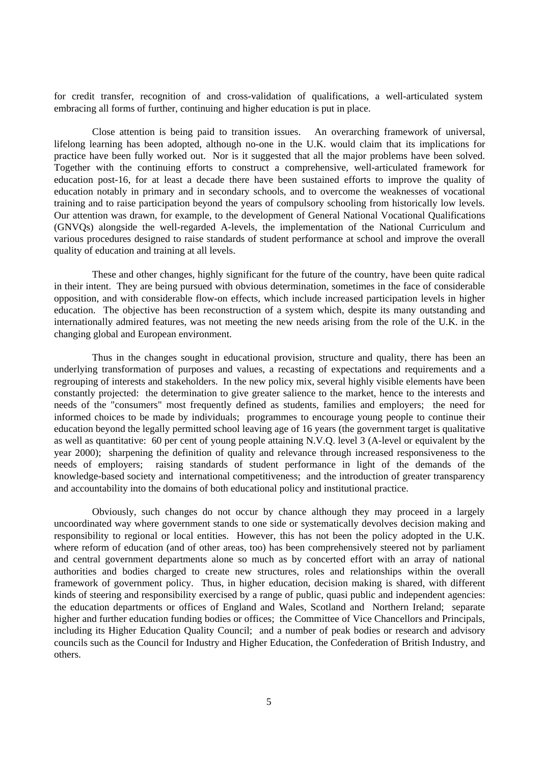for credit transfer, recognition of and cross-validation of qualifications, a well-articulated system embracing all forms of further, continuing and higher education is put in place.

Close attention is being paid to transition issues. An overarching framework of universal, lifelong learning has been adopted, although no-one in the U.K. would claim that its implications for practice have been fully worked out. Nor is it suggested that all the major problems have been solved. Together with the continuing efforts to construct a comprehensive, well-articulated framework for education post-16, for at least a decade there have been sustained efforts to improve the quality of education notably in primary and in secondary schools, and to overcome the weaknesses of vocational training and to raise participation beyond the years of compulsory schooling from historically low levels. Our attention was drawn, for example, to the development of General National Vocational Qualifications (GNVQs) alongside the well-regarded A-levels, the implementation of the National Curriculum and various procedures designed to raise standards of student performance at school and improve the overall quality of education and training at all levels.

These and other changes, highly significant for the future of the country, have been quite radical in their intent. They are being pursued with obvious determination, sometimes in the face of considerable opposition, and with considerable flow-on effects, which include increased participation levels in higher education. The objective has been reconstruction of a system which, despite its many outstanding and internationally admired features, was not meeting the new needs arising from the role of the U.K. in the changing global and European environment.

Thus in the changes sought in educational provision, structure and quality, there has been an underlying transformation of purposes and values, a recasting of expectations and requirements and a regrouping of interests and stakeholders. In the new policy mix, several highly visible elements have been constantly projected: the determination to give greater salience to the market, hence to the interests and needs of the "consumers" most frequently defined as students, families and employers; the need for informed choices to be made by individuals; programmes to encourage young people to continue their education beyond the legally permitted school leaving age of 16 years (the government target is qualitative as well as quantitative: 60 per cent of young people attaining N.V.Q. level 3 (A-level or equivalent by the year 2000); sharpening the definition of quality and relevance through increased responsiveness to the needs of employers; raising standards of student performance in light of the demands of the knowledge-based society and international competitiveness; and the introduction of greater transparency and accountability into the domains of both educational policy and institutional practice.

Obviously, such changes do not occur by chance although they may proceed in a largely uncoordinated way where government stands to one side or systematically devolves decision making and responsibility to regional or local entities. However, this has not been the policy adopted in the U.K. where reform of education (and of other areas, too) has been comprehensively steered not by parliament and central government departments alone so much as by concerted effort with an array of national authorities and bodies charged to create new structures, roles and relationships within the overall framework of government policy. Thus, in higher education, decision making is shared, with different kinds of steering and responsibility exercised by a range of public, quasi public and independent agencies: the education departments or offices of England and Wales, Scotland and Northern Ireland; separate higher and further education funding bodies or offices; the Committee of Vice Chancellors and Principals, including its Higher Education Quality Council; and a number of peak bodies or research and advisory councils such as the Council for Industry and Higher Education, the Confederation of British Industry, and others.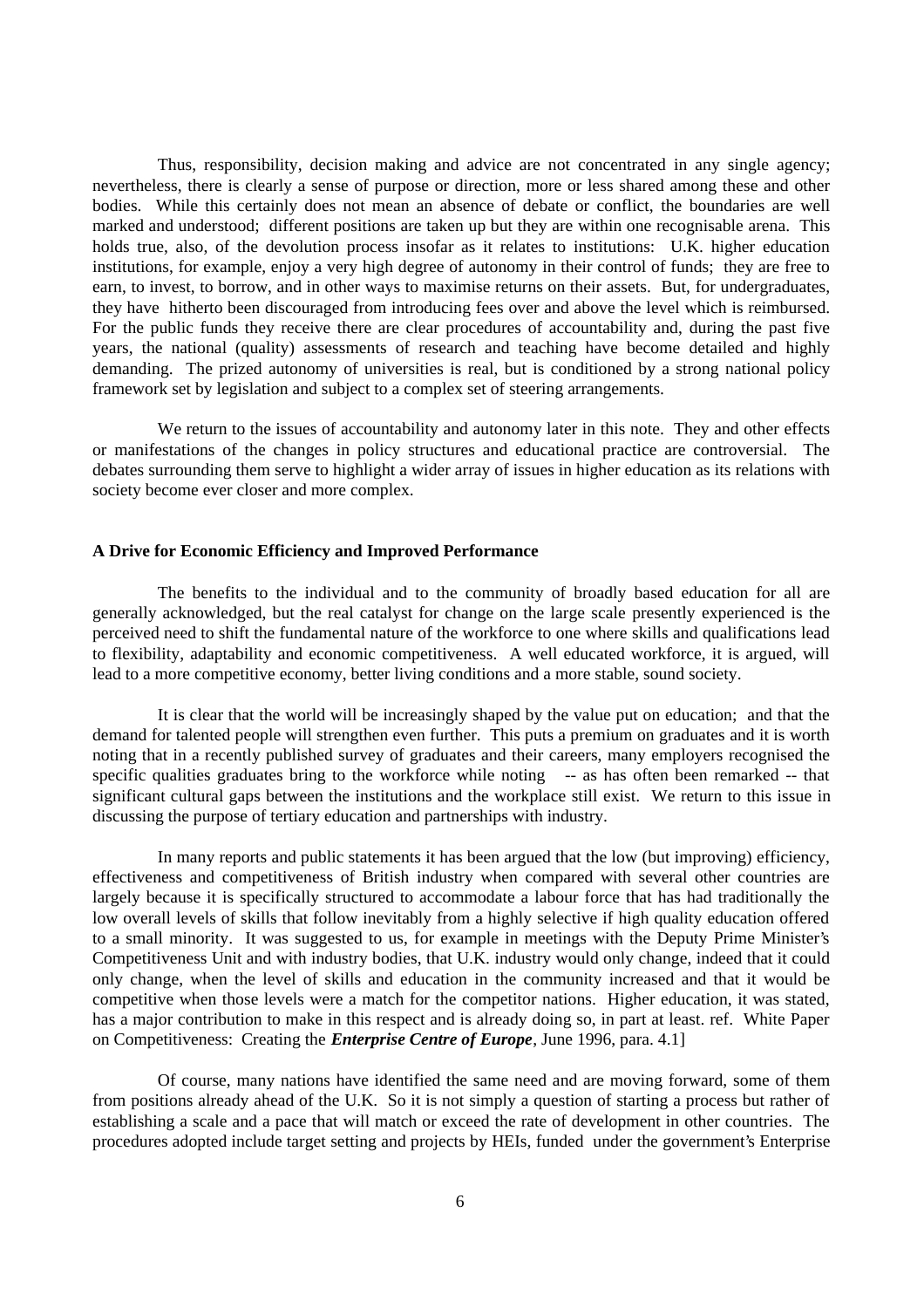Thus, responsibility, decision making and advice are not concentrated in any single agency; nevertheless, there is clearly a sense of purpose or direction, more or less shared among these and other bodies. While this certainly does not mean an absence of debate or conflict, the boundaries are well marked and understood; different positions are taken up but they are within one recognisable arena. This holds true, also, of the devolution process insofar as it relates to institutions: U.K. higher education institutions, for example, enjoy a very high degree of autonomy in their control of funds; they are free to earn, to invest, to borrow, and in other ways to maximise returns on their assets. But, for undergraduates, they have hitherto been discouraged from introducing fees over and above the level which is reimbursed. For the public funds they receive there are clear procedures of accountability and, during the past five years, the national (quality) assessments of research and teaching have become detailed and highly demanding. The prized autonomy of universities is real, but is conditioned by a strong national policy framework set by legislation and subject to a complex set of steering arrangements.

We return to the issues of accountability and autonomy later in this note. They and other effects or manifestations of the changes in policy structures and educational practice are controversial. The debates surrounding them serve to highlight a wider array of issues in higher education as its relations with society become ever closer and more complex.

**A Drive for Economic Efficiency and Improved Performance**

The benefits to the individual and to the community of broadly based education for all are generally acknowledged, but the real catalyst for change on the large scale presently experienced is the perceived need to shift the fundamental nature of the workforce to one where skills and qualifications lead to flexibility, adaptability and economic competitiveness. A well educated workforce, it is argued, will lead to a more competitive economy, better living conditions and a more stable, sound society.

It is clear that the world will be increasingly shaped by the value put on education; and that the demand for talented people will strengthen even further. This puts a premium on graduates and it is worth noting that in a recently published survey of graduates and their careers, many employers recognised the specific qualities graduates bring to the workforce while noting -- as has often been remarked -- that significant cultural gaps between the institutions and the workplace still exist. We return to this issue in discussing the purpose of tertiary education and partnerships with industry.

In many reports and public statements it has been argued that the low (but improving) efficiency, effectiveness and competitiveness of British industry when compared with several other countries are largely because it is specifically structured to accommodate a labour force that has had traditionally the low overall levels of skills that follow inevitably from a highly selective if high quality education offered to a small minority. It was suggested to us, for example in meetings with the Deputy Prime Minister's Competitiveness Unit and with industry bodies, that U.K. industry would only change, indeed that it could only change, when the level of skills and education in the community increased and that it would be competitive when those levels were a match for the competitor nations. Higher education, it was stated, has a major contribution to make in this respect and is already doing so, in part at least. ref. White Paper on Competitiveness: Creating the ***Enterprise Centre of Europe***, June 1996, para. 4.1]

Of course, many nations have identified the same need and are moving forward, some of them from positions already ahead of the U.K. So it is not simply a question of starting a process but rather of establishing a scale and a pace that will match or exceed the rate of development in other countries. The procedures adopted include target setting and projects by HEIs, funded under the government's Enterprise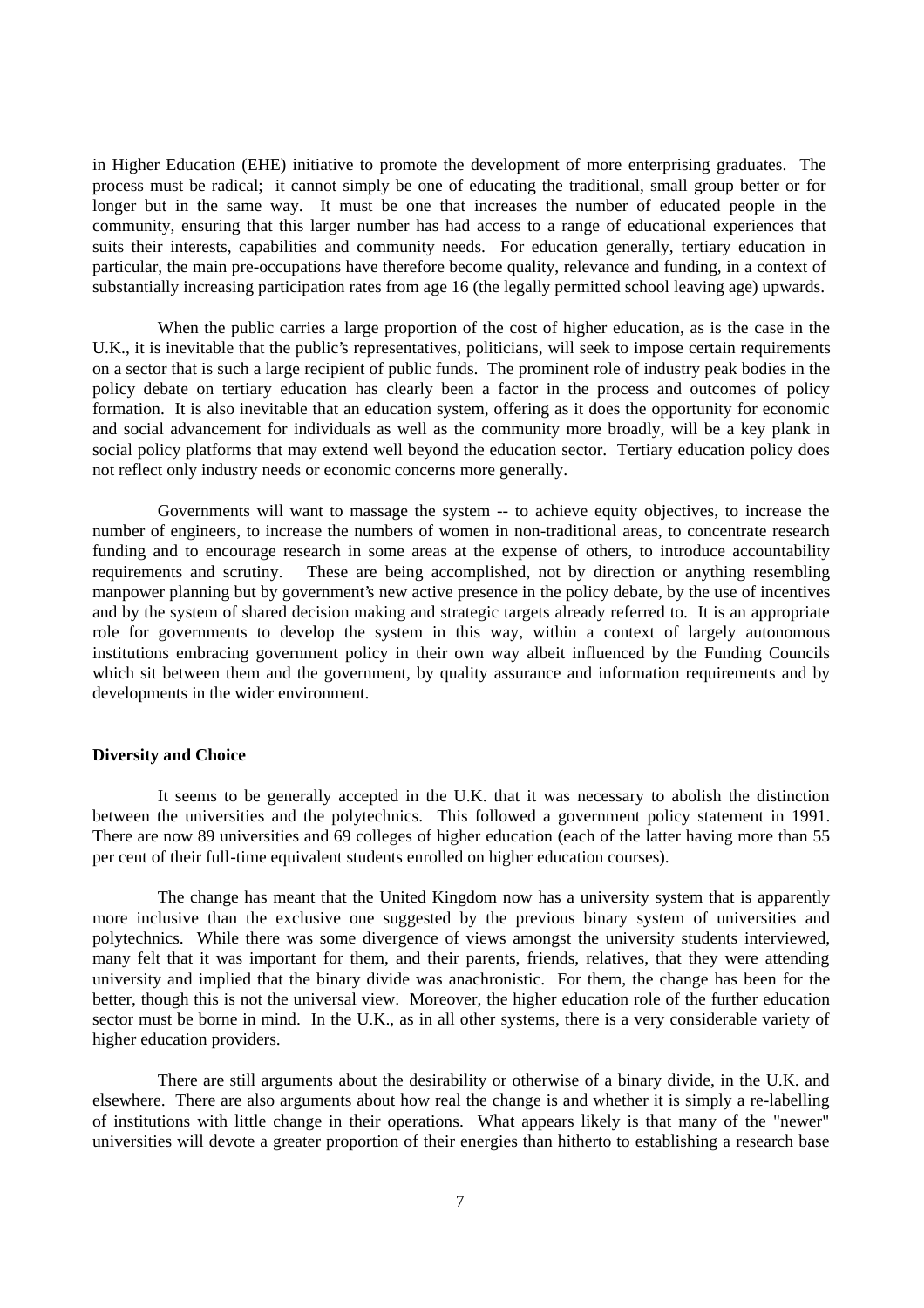in Higher Education (EHE) initiative to promote the development of more enterprising graduates. The process must be radical; it cannot simply be one of educating the traditional, small group better or for longer but in the same way. It must be one that increases the number of educated people in the community, ensuring that this larger number has had access to a range of educational experiences that suits their interests, capabilities and community needs. For education generally, tertiary education in particular, the main pre-occupations have therefore become quality, relevance and funding, in a context of substantially increasing participation rates from age 16 (the legally permitted school leaving age) upwards.

When the public carries a large proportion of the cost of higher education, as is the case in the U.K., it is inevitable that the public's representatives, politicians, will seek to impose certain requirements on a sector that is such a large recipient of public funds. The prominent role of industry peak bodies in the policy debate on tertiary education has clearly been a factor in the process and outcomes of policy formation. It is also inevitable that an education system, offering as it does the opportunity for economic and social advancement for individuals as well as the community more broadly, will be a key plank in social policy platforms that may extend well beyond the education sector. Tertiary education policy does not reflect only industry needs or economic concerns more generally.

Governments will want to massage the system -- to achieve equity objectives, to increase the number of engineers, to increase the numbers of women in non-traditional areas, to concentrate research funding and to encourage research in some areas at the expense of others, to introduce accountability requirements and scrutiny. These are being accomplished, not by direction or anything resembling manpower planning but by government's new active presence in the policy debate, by the use of incentives and by the system of shared decision making and strategic targets already referred to. It is an appropriate role for governments to develop the system in this way, within a context of largely autonomous institutions embracing government policy in their own way albeit influenced by the Funding Councils which sit between them and the government, by quality assurance and information requirements and by developments in the wider environment.

**Diversity and Choice**

It seems to be generally accepted in the U.K. that it was necessary to abolish the distinction between the universities and the polytechnics. This followed a government policy statement in 1991. There are now 89 universities and 69 colleges of higher education (each of the latter having more than 55 per cent of their full-time equivalent students enrolled on higher education courses).

The change has meant that the United Kingdom now has a university system that is apparently more inclusive than the exclusive one suggested by the previous binary system of universities and polytechnics. While there was some divergence of views amongst the university students interviewed, many felt that it was important for them, and their parents, friends, relatives, that they were attending university and implied that the binary divide was anachronistic. For them, the change has been for the better, though this is not the universal view. Moreover, the higher education role of the further education sector must be borne in mind. In the U.K., as in all other systems, there is a very considerable variety of higher education providers.

There are still arguments about the desirability or otherwise of a binary divide, in the U.K. and elsewhere. There are also arguments about how real the change is and whether it is simply a re-labelling of institutions with little change in their operations. What appears likely is that many of the "newer" universities will devote a greater proportion of their energies than hitherto to establishing a research base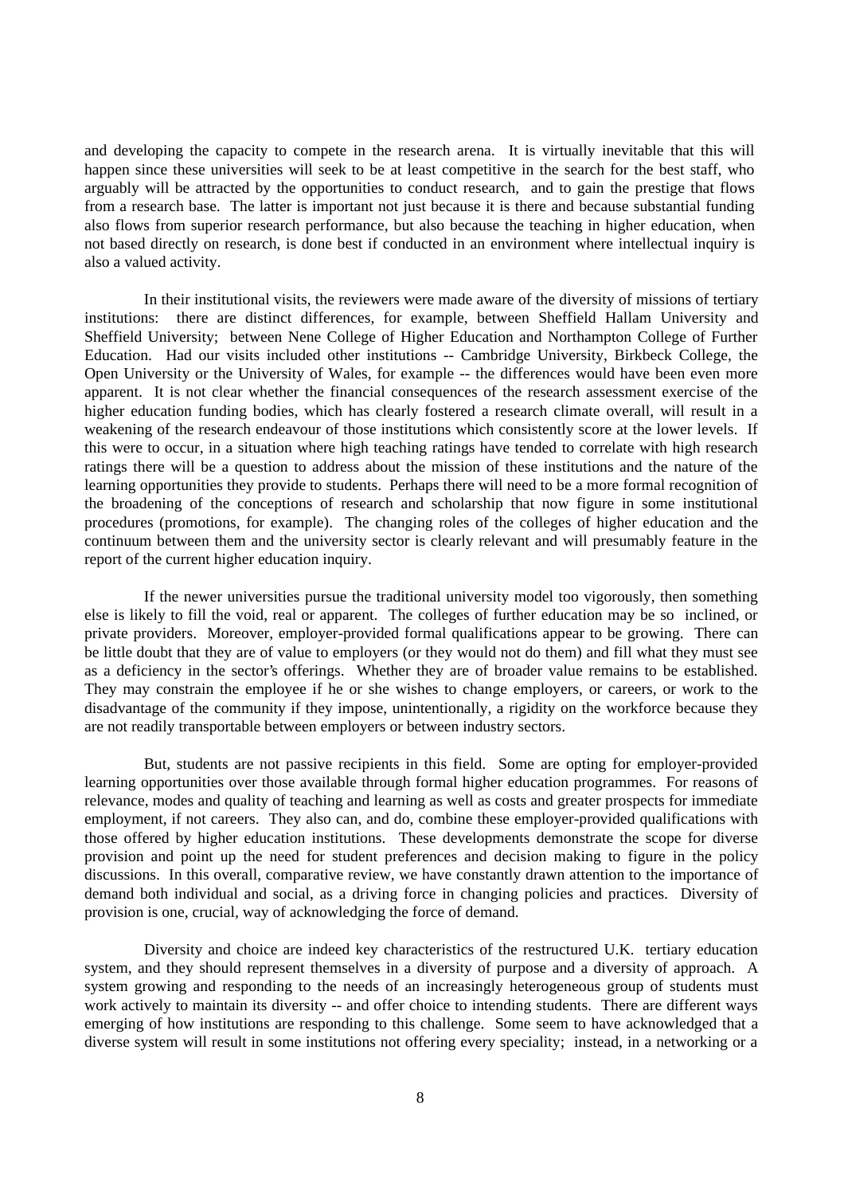and developing the capacity to compete in the research arena. It is virtually inevitable that this will happen since these universities will seek to be at least competitive in the search for the best staff, who arguably will be attracted by the opportunities to conduct research, and to gain the prestige that flows from a research base. The latter is important not just because it is there and because substantial funding also flows from superior research performance, but also because the teaching in higher education, when not based directly on research, is done best if conducted in an environment where intellectual inquiry is also a valued activity.

In their institutional visits, the reviewers were made aware of the diversity of missions of tertiary institutions: there are distinct differences, for example, between Sheffield Hallam University and Sheffield University; between Nene College of Higher Education and Northampton College of Further Education. Had our visits included other institutions -- Cambridge University, Birkbeck College, the Open University or the University of Wales, for example -- the differences would have been even more apparent. It is not clear whether the financial consequences of the research assessment exercise of the higher education funding bodies, which has clearly fostered a research climate overall, will result in a weakening of the research endeavour of those institutions which consistently score at the lower levels. If this were to occur, in a situation where high teaching ratings have tended to correlate with high research ratings there will be a question to address about the mission of these institutions and the nature of the learning opportunities they provide to students. Perhaps there will need to be a more formal recognition of the broadening of the conceptions of research and scholarship that now figure in some institutional procedures (promotions, for example). The changing roles of the colleges of higher education and the continuum between them and the university sector is clearly relevant and will presumably feature in the report of the current higher education inquiry.

If the newer universities pursue the traditional university model too vigorously, then something else is likely to fill the void, real or apparent. The colleges of further education may be so inclined, or private providers. Moreover, employer-provided formal qualifications appear to be growing. There can be little doubt that they are of value to employers (or they would not do them) and fill what they must see as a deficiency in the sector's offerings. Whether they are of broader value remains to be established. They may constrain the employee if he or she wishes to change employers, or careers, or work to the disadvantage of the community if they impose, unintentionally, a rigidity on the workforce because they are not readily transportable between employers or between industry sectors.

But, students are not passive recipients in this field. Some are opting for employer-provided learning opportunities over those available through formal higher education programmes. For reasons of relevance, modes and quality of teaching and learning as well as costs and greater prospects for immediate employment, if not careers. They also can, and do, combine these employer-provided qualifications with those offered by higher education institutions. These developments demonstrate the scope for diverse provision and point up the need for student preferences and decision making to figure in the policy discussions. In this overall, comparative review, we have constantly drawn attention to the importance of demand both individual and social, as a driving force in changing policies and practices. Diversity of provision is one, crucial, way of acknowledging the force of demand.

Diversity and choice are indeed key characteristics of the restructured U.K. tertiary education system, and they should represent themselves in a diversity of purpose and a diversity of approach. A system growing and responding to the needs of an increasingly heterogeneous group of students must work actively to maintain its diversity -- and offer choice to intending students. There are different ways emerging of how institutions are responding to this challenge. Some seem to have acknowledged that a diverse system will result in some institutions not offering every speciality; instead, in a networking or a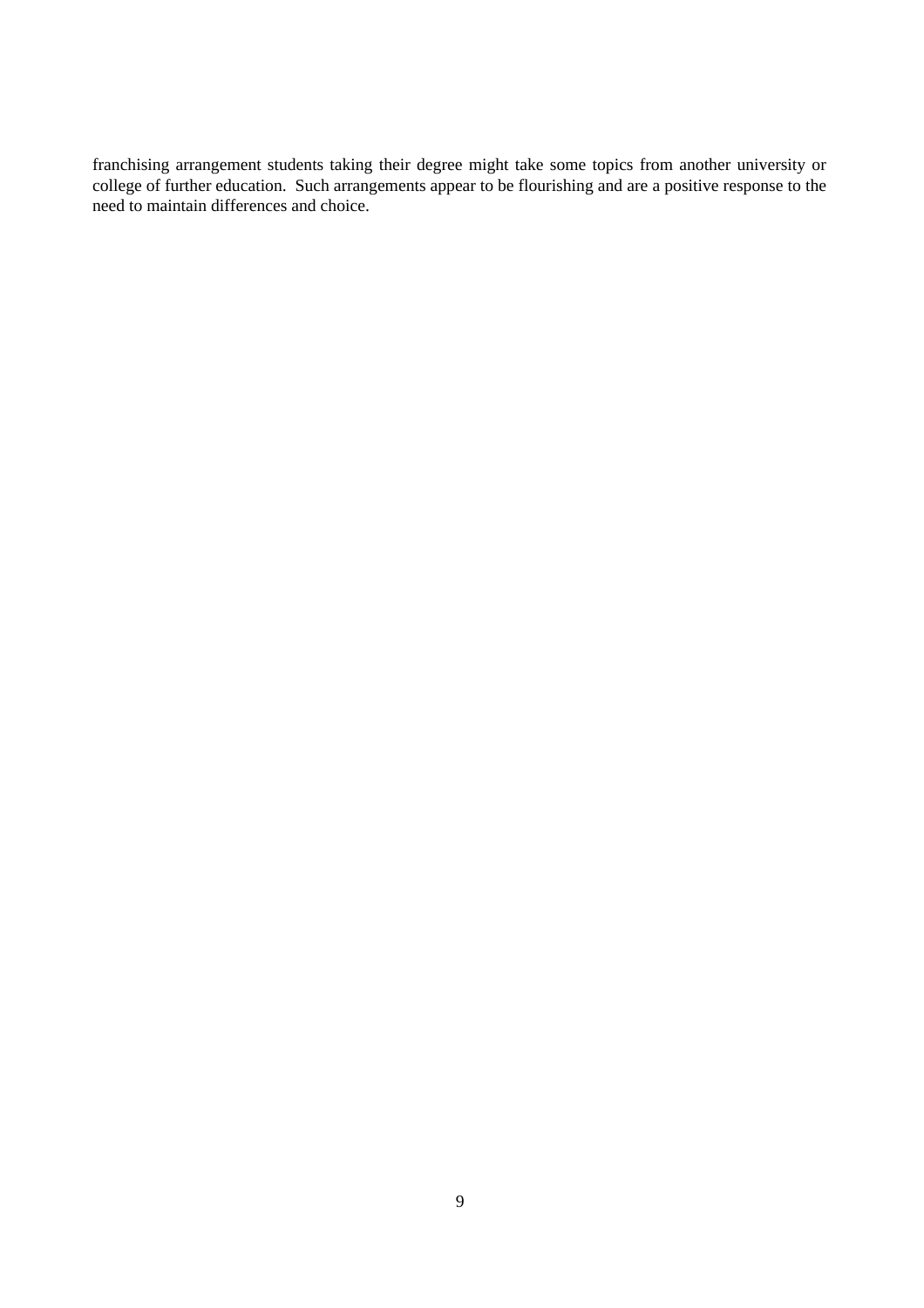franchising arrangement students taking their degree might take some topics from another university or college of further education. Such arrangements appear to be flourishing and are a positive response to the need to maintain differences and choice.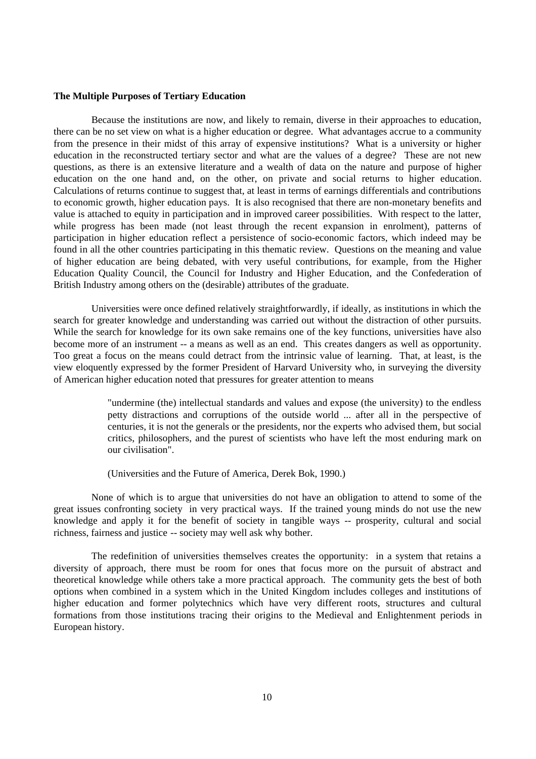**The Multiple Purposes of Tertiary Education**

Because the institutions are now, and likely to remain, diverse in their approaches to education, there can be no set view on what is a higher education or degree. What advantages accrue to a community from the presence in their midst of this array of expensive institutions? What is a university or higher education in the reconstructed tertiary sector and what are the values of a degree? These are not new questions, as there is an extensive literature and a wealth of data on the nature and purpose of higher education on the one hand and, on the other, on private and social returns to higher education. Calculations of returns continue to suggest that, at least in terms of earnings differentials and contributions to economic growth, higher education pays. It is also recognised that there are non-monetary benefits and value is attached to equity in participation and in improved career possibilities. With respect to the latter, while progress has been made (not least through the recent expansion in enrolment), patterns of participation in higher education reflect a persistence of socio-economic factors, which indeed may be found in all the other countries participating in this thematic review. Questions on the meaning and value of higher education are being debated, with very useful contributions, for example, from the Higher Education Quality Council, the Council for Industry and Higher Education, and the Confederation of British Industry among others on the (desirable) attributes of the graduate.

Universities were once defined relatively straightforwardly, if ideally, as institutions in which the search for greater knowledge and understanding was carried out without the distraction of other pursuits. While the search for knowledge for its own sake remains one of the key functions, universities have also become more of an instrument -- a means as well as an end. This creates dangers as well as opportunity. Too great a focus on the means could detract from the intrinsic value of learning. That, at least, is the view eloquently expressed by the former President of Harvard University who, in surveying the diversity of American higher education noted that pressures for greater attention to means

> "undermine (the) intellectual standards and values and expose (the university) to the endless petty distractions and corruptions of the outside world ... after all in the perspective of centuries, it is not the generals or the presidents, nor the experts who advised them, but social critics, philosophers, and the purest of scientists who have left the most enduring mark on our civilisation".
>
> (Universities and the Future of America, Derek Bok, 1990.)

None of which is to argue that universities do not have an obligation to attend to some of the great issues confronting society in very practical ways. If the trained young minds do not use the new knowledge and apply it for the benefit of society in tangible ways -- prosperity, cultural and social richness, fairness and justice -- society may well ask why bother.

The redefinition of universities themselves creates the opportunity: in a system that retains a diversity of approach, there must be room for ones that focus more on the pursuit of abstract and theoretical knowledge while others take a more practical approach. The community gets the best of both options when combined in a system which in the United Kingdom includes colleges and institutions of higher education and former polytechnics which have very different roots, structures and cultural formations from those institutions tracing their origins to the Medieval and Enlightenment periods in European history.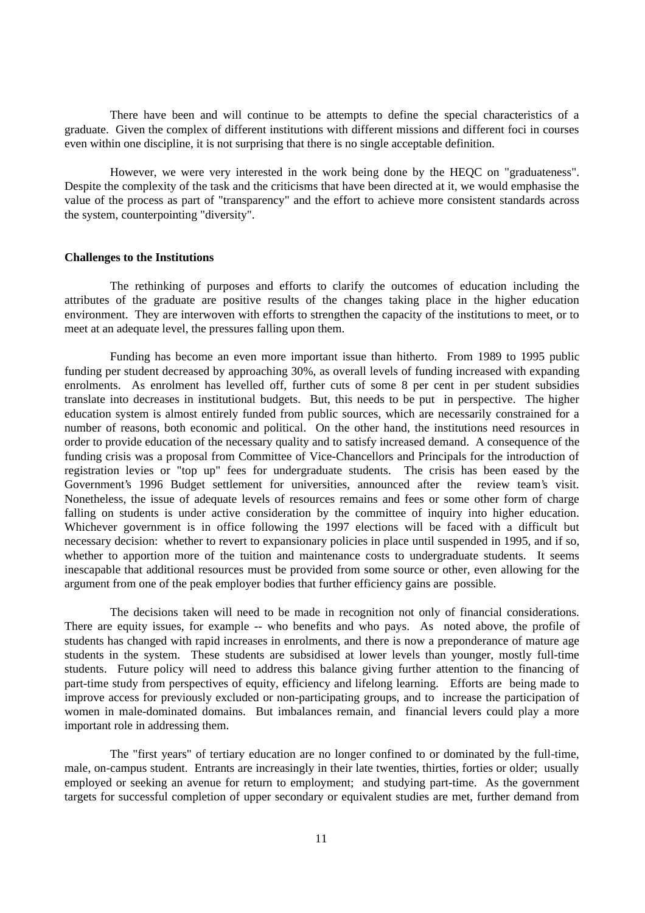There have been and will continue to be attempts to define the special characteristics of a graduate. Given the complex of different institutions with different missions and different foci in courses even within one discipline, it is not surprising that there is no single acceptable definition.

However, we were very interested in the work being done by the HEQC on "graduateness". Despite the complexity of the task and the criticisms that have been directed at it, we would emphasise the value of the process as part of "transparency" and the effort to achieve more consistent standards across the system, counterpointing "diversity".

**Challenges to the Institutions**

The rethinking of purposes and efforts to clarify the outcomes of education including the attributes of the graduate are positive results of the changes taking place in the higher education environment. They are interwoven with efforts to strengthen the capacity of the institutions to meet, or to meet at an adequate level, the pressures falling upon them.

Funding has become an even more important issue than hitherto. From 1989 to 1995 public funding per student decreased by approaching 30%, as overall levels of funding increased with expanding enrolments. As enrolment has levelled off, further cuts of some 8 per cent in per student subsidies translate into decreases in institutional budgets. But, this needs to be put in perspective. The higher education system is almost entirely funded from public sources, which are necessarily constrained for a number of reasons, both economic and political. On the other hand, the institutions need resources in order to provide education of the necessary quality and to satisfy increased demand. A consequence of the funding crisis was a proposal from Committee of Vice-Chancellors and Principals for the introduction of registration levies or "top up" fees for undergraduate students. The crisis has been eased by the Government's 1996 Budget settlement for universities, announced after the review team's visit. Nonetheless, the issue of adequate levels of resources remains and fees or some other form of charge falling on students is under active consideration by the committee of inquiry into higher education. Whichever government is in office following the 1997 elections will be faced with a difficult but necessary decision: whether to revert to expansionary policies in place until suspended in 1995, and if so, whether to apportion more of the tuition and maintenance costs to undergraduate students. It seems inescapable that additional resources must be provided from some source or other, even allowing for the argument from one of the peak employer bodies that further efficiency gains are possible.

The decisions taken will need to be made in recognition not only of financial considerations. There are equity issues, for example -- who benefits and who pays. As noted above, the profile of students has changed with rapid increases in enrolments, and there is now a preponderance of mature age students in the system. These students are subsidised at lower levels than younger, mostly full-time students. Future policy will need to address this balance giving further attention to the financing of part-time study from perspectives of equity, efficiency and lifelong learning. Efforts are being made to improve access for previously excluded or non-participating groups, and to increase the participation of women in male-dominated domains. But imbalances remain, and financial levers could play a more important role in addressing them.

The "first years" of tertiary education are no longer confined to or dominated by the full-time, male, on-campus student. Entrants are increasingly in their late twenties, thirties, forties or older; usually employed or seeking an avenue for return to employment; and studying part-time. As the government targets for successful completion of upper secondary or equivalent studies are met, further demand from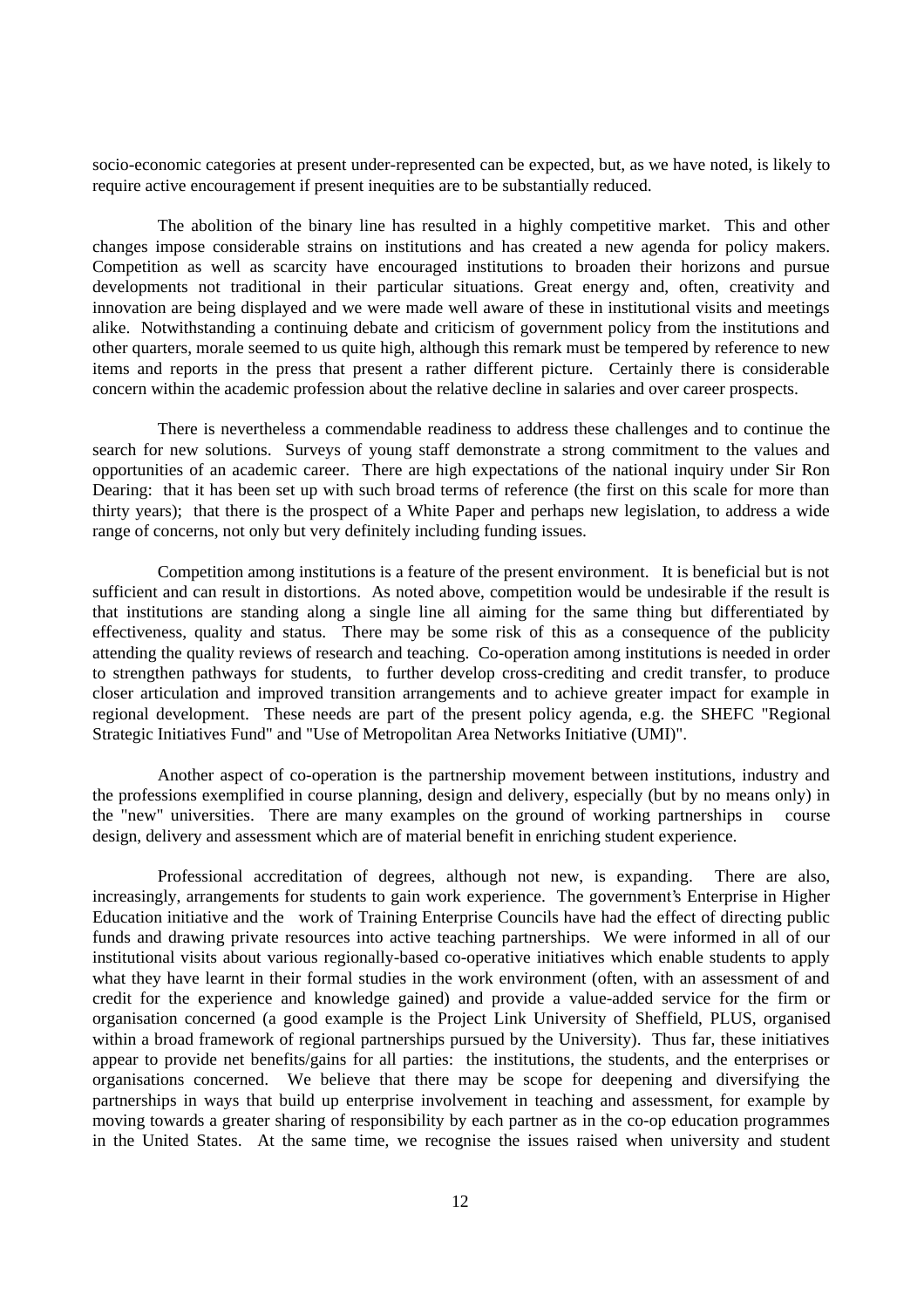socio-economic categories at present under-represented can be expected, but, as we have noted, is likely to require active encouragement if present inequities are to be substantially reduced.

The abolition of the binary line has resulted in a highly competitive market. This and other changes impose considerable strains on institutions and has created a new agenda for policy makers. Competition as well as scarcity have encouraged institutions to broaden their horizons and pursue developments not traditional in their particular situations. Great energy and, often, creativity and innovation are being displayed and we were made well aware of these in institutional visits and meetings alike. Notwithstanding a continuing debate and criticism of government policy from the institutions and other quarters, morale seemed to us quite high, although this remark must be tempered by reference to new items and reports in the press that present a rather different picture. Certainly there is considerable concern within the academic profession about the relative decline in salaries and over career prospects.

There is nevertheless a commendable readiness to address these challenges and to continue the search for new solutions. Surveys of young staff demonstrate a strong commitment to the values and opportunities of an academic career. There are high expectations of the national inquiry under Sir Ron Dearing: that it has been set up with such broad terms of reference (the first on this scale for more than thirty years); that there is the prospect of a White Paper and perhaps new legislation, to address a wide range of concerns, not only but very definitely including funding issues.

Competition among institutions is a feature of the present environment. It is beneficial but is not sufficient and can result in distortions. As noted above, competition would be undesirable if the result is that institutions are standing along a single line all aiming for the same thing but differentiated by effectiveness, quality and status. There may be some risk of this as a consequence of the publicity attending the quality reviews of research and teaching. Co-operation among institutions is needed in order to strengthen pathways for students, to further develop cross-crediting and credit transfer, to produce closer articulation and improved transition arrangements and to achieve greater impact for example in regional development. These needs are part of the present policy agenda, e.g. the SHEFC "Regional Strategic Initiatives Fund" and "Use of Metropolitan Area Networks Initiative (UMI)".

Another aspect of co-operation is the partnership movement between institutions, industry and the professions exemplified in course planning, design and delivery, especially (but by no means only) in the "new" universities. There are many examples on the ground of working partnerships in course design, delivery and assessment which are of material benefit in enriching student experience.

Professional accreditation of degrees, although not new, is expanding. There are also, increasingly, arrangements for students to gain work experience. The government's Enterprise in Higher Education initiative and the work of Training Enterprise Councils have had the effect of directing public funds and drawing private resources into active teaching partnerships. We were informed in all of our institutional visits about various regionally-based co-operative initiatives which enable students to apply what they have learnt in their formal studies in the work environment (often, with an assessment of and credit for the experience and knowledge gained) and provide a value-added service for the firm or organisation concerned (a good example is the Project Link University of Sheffield, PLUS, organised within a broad framework of regional partnerships pursued by the University). Thus far, these initiatives appear to provide net benefits/gains for all parties: the institutions, the students, and the enterprises or organisations concerned. We believe that there may be scope for deepening and diversifying the partnerships in ways that build up enterprise involvement in teaching and assessment, for example by moving towards a greater sharing of responsibility by each partner as in the co-op education programmes in the United States. At the same time, we recognise the issues raised when university and student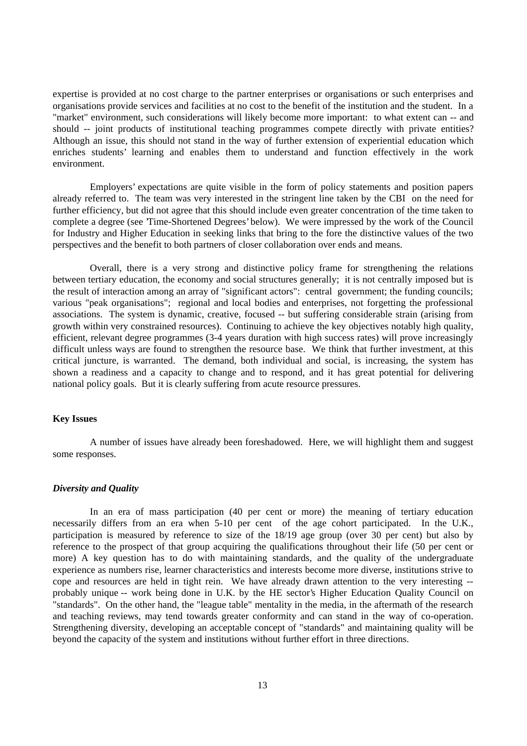expertise is provided at no cost charge to the partner enterprises or organisations or such enterprises and organisations provide services and facilities at no cost to the benefit of the institution and the student. In a "market" environment, such considerations will likely become more important: to what extent can -- and should -- joint products of institutional teaching programmes compete directly with private entities? Although an issue, this should not stand in the way of further extension of experiential education which enriches students' learning and enables them to understand and function effectively in the work environment.

Employers' expectations are quite visible in the form of policy statements and position papers already referred to. The team was very interested in the stringent line taken by the CBI on the need for further efficiency, but did not agree that this should include even greater concentration of the time taken to complete a degree (see 'Time-Shortened Degrees' below). We were impressed by the work of the Council for Industry and Higher Education in seeking links that bring to the fore the distinctive values of the two perspectives and the benefit to both partners of closer collaboration over ends and means.

Overall, there is a very strong and distinctive policy frame for strengthening the relations between tertiary education, the economy and social structures generally; it is not centrally imposed but is the result of interaction among an array of "significant actors": central government; the funding councils; various "peak organisations"; regional and local bodies and enterprises, not forgetting the professional associations. The system is dynamic, creative, focused -- but suffering considerable strain (arising from growth within very constrained resources). Continuing to achieve the key objectives notably high quality, efficient, relevant degree programmes (3-4 years duration with high success rates) will prove increasingly difficult unless ways are found to strengthen the resource base. We think that further investment, at this critical juncture, is warranted. The demand, both individual and social, is increasing, the system has shown a readiness and a capacity to change and to respond, and it has great potential for delivering national policy goals. But it is clearly suffering from acute resource pressures.

## Key Issues

A number of issues have already been foreshadowed. Here, we will highlight them and suggest some responses.

### *Diversity and Quality*

In an era of mass participation (40 per cent or more) the meaning of tertiary education necessarily differs from an era when 5-10 per cent of the age cohort participated. In the U.K., participation is measured by reference to size of the 18/19 age group (over 30 per cent) but also by reference to the prospect of that group acquiring the qualifications throughout their life (50 per cent or more) A key question has to do with maintaining standards, and the quality of the undergraduate experience as numbers rise, learner characteristics and interests become more diverse, institutions strive to cope and resources are held in tight rein. We have already drawn attention to the very interesting -- probably unique -- work being done in U.K. by the HE sector's Higher Education Quality Council on "standards". On the other hand, the "league table" mentality in the media, in the aftermath of the research and teaching reviews, may tend towards greater conformity and can stand in the way of co-operation. Strengthening diversity, developing an acceptable concept of "standards" and maintaining quality will be beyond the capacity of the system and institutions without further effort in three directions.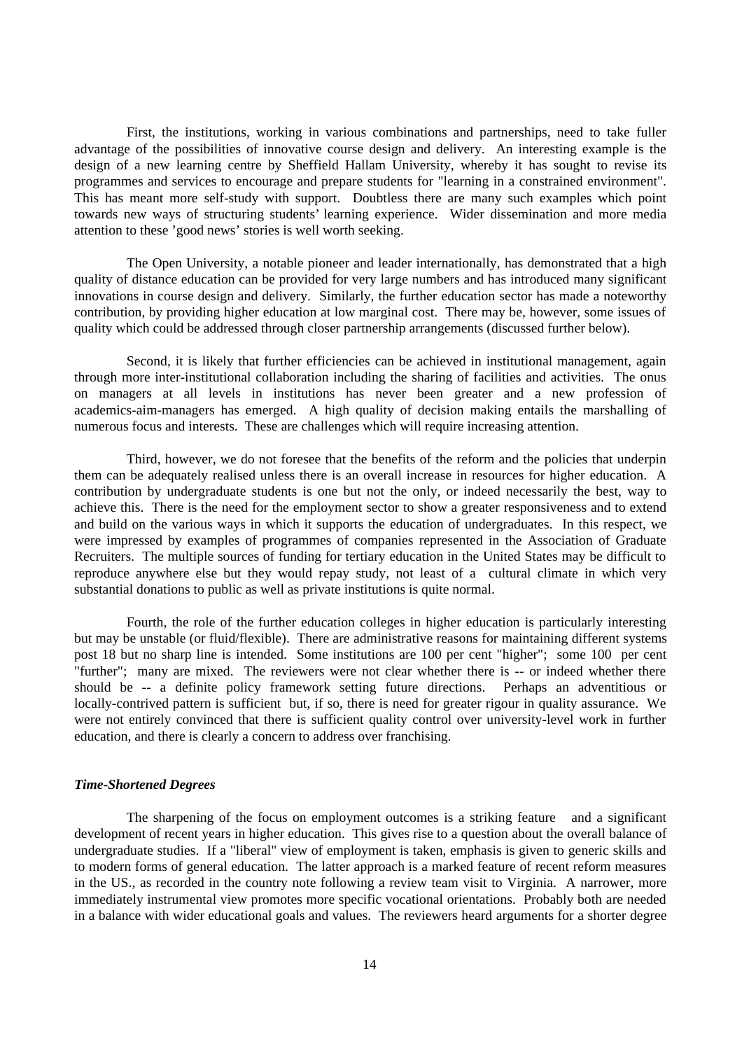First, the institutions, working in various combinations and partnerships, need to take fuller advantage of the possibilities of innovative course design and delivery. An interesting example is the design of a new learning centre by Sheffield Hallam University, whereby it has sought to revise its programmes and services to encourage and prepare students for "learning in a constrained environment". This has meant more self-study with support. Doubtless there are many such examples which point towards new ways of structuring students' learning experience. Wider dissemination and more media attention to these 'good news' stories is well worth seeking.

The Open University, a notable pioneer and leader internationally, has demonstrated that a high quality of distance education can be provided for very large numbers and has introduced many significant innovations in course design and delivery. Similarly, the further education sector has made a noteworthy contribution, by providing higher education at low marginal cost. There may be, however, some issues of quality which could be addressed through closer partnership arrangements (discussed further below).

Second, it is likely that further efficiencies can be achieved in institutional management, again through more inter-institutional collaboration including the sharing of facilities and activities. The onus on managers at all levels in institutions has never been greater and a new profession of academics-aim-managers has emerged. A high quality of decision making entails the marshalling of numerous focus and interests. These are challenges which will require increasing attention.

Third, however, we do not foresee that the benefits of the reform and the policies that underpin them can be adequately realised unless there is an overall increase in resources for higher education. A contribution by undergraduate students is one but not the only, or indeed necessarily the best, way to achieve this. There is the need for the employment sector to show a greater responsiveness and to extend and build on the various ways in which it supports the education of undergraduates. In this respect, we were impressed by examples of programmes of companies represented in the Association of Graduate Recruiters. The multiple sources of funding for tertiary education in the United States may be difficult to reproduce anywhere else but they would repay study, not least of a cultural climate in which very substantial donations to public as well as private institutions is quite normal.

Fourth, the role of the further education colleges in higher education is particularly interesting but may be unstable (or fluid/flexible). There are administrative reasons for maintaining different systems post 18 but no sharp line is intended. Some institutions are 100 per cent "higher"; some 100 per cent "further"; many are mixed. The reviewers were not clear whether there is -- or indeed whether there should be -- a definite policy framework setting future directions. Perhaps an adventitious or locally-contrived pattern is sufficient but, if so, there is need for greater rigour in quality assurance. We were not entirely convinced that there is sufficient quality control over university-level work in further education, and there is clearly a concern to address over franchising.

### *Time-Shortened Degrees*

The sharpening of the focus on employment outcomes is a striking feature and a significant development of recent years in higher education. This gives rise to a question about the overall balance of undergraduate studies. If a "liberal" view of employment is taken, emphasis is given to generic skills and to modern forms of general education. The latter approach is a marked feature of recent reform measures in the US., as recorded in the country note following a review team visit to Virginia. A narrower, more immediately instrumental view promotes more specific vocational orientations. Probably both are needed in a balance with wider educational goals and values. The reviewers heard arguments for a shorter degree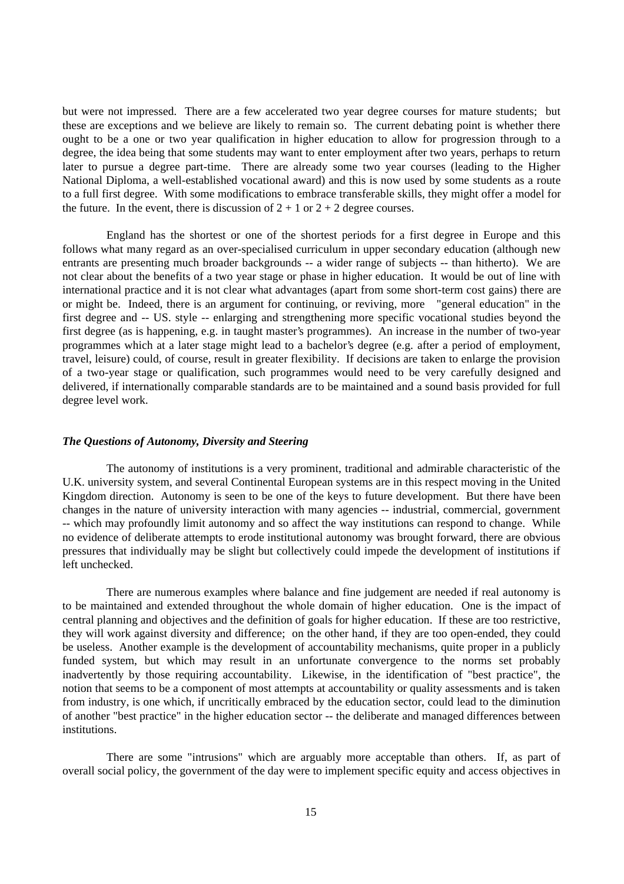but were not impressed. There are a few accelerated two year degree courses for mature students; but these are exceptions and we believe are likely to remain so. The current debating point is whether there ought to be a one or two year qualification in higher education to allow for progression through to a degree, the idea being that some students may want to enter employment after two years, perhaps to return later to pursue a degree part-time. There are already some two year courses (leading to the Higher National Diploma, a well-established vocational award) and this is now used by some students as a route to a full first degree. With some modifications to embrace transferable skills, they might offer a model for the future. In the event, there is discussion of 2 + 1 or 2 + 2 degree courses.

England has the shortest or one of the shortest periods for a first degree in Europe and this follows what many regard as an over-specialised curriculum in upper secondary education (although new entrants are presenting much broader backgrounds -- a wider range of subjects -- than hitherto). We are not clear about the benefits of a two year stage or phase in higher education. It would be out of line with international practice and it is not clear what advantages (apart from some short-term cost gains) there are or might be. Indeed, there is an argument for continuing, or reviving, more "general education" in the first degree and -- US. style -- enlarging and strengthening more specific vocational studies beyond the first degree (as is happening, e.g. in taught master's programmes). An increase in the number of two-year programmes which at a later stage might lead to a bachelor's degree (e.g. after a period of employment, travel, leisure) could, of course, result in greater flexibility. If decisions are taken to enlarge the provision of a two-year stage or qualification, such programmes would need to be very carefully designed and delivered, if internationally comparable standards are to be maintained and a sound basis provided for full degree level work.

### *The Questions of Autonomy, Diversity and Steering*

The autonomy of institutions is a very prominent, traditional and admirable characteristic of the U.K. university system, and several Continental European systems are in this respect moving in the United Kingdom direction. Autonomy is seen to be one of the keys to future development. But there have been changes in the nature of university interaction with many agencies -- industrial, commercial, government -- which may profoundly limit autonomy and so affect the way institutions can respond to change. While no evidence of deliberate attempts to erode institutional autonomy was brought forward, there are obvious pressures that individually may be slight but collectively could impede the development of institutions if left unchecked.

There are numerous examples where balance and fine judgement are needed if real autonomy is to be maintained and extended throughout the whole domain of higher education. One is the impact of central planning and objectives and the definition of goals for higher education. If these are too restrictive, they will work against diversity and difference; on the other hand, if they are too open-ended, they could be useless. Another example is the development of accountability mechanisms, quite proper in a publicly funded system, but which may result in an unfortunate convergence to the norms set probably inadvertently by those requiring accountability. Likewise, in the identification of "best practice", the notion that seems to be a component of most attempts at accountability or quality assessments and is taken from industry, is one which, if uncritically embraced by the education sector, could lead to the diminution of another "best practice" in the higher education sector -- the deliberate and managed differences between institutions.

There are some "intrusions" which are arguably more acceptable than others. If, as part of overall social policy, the government of the day were to implement specific equity and access objectives in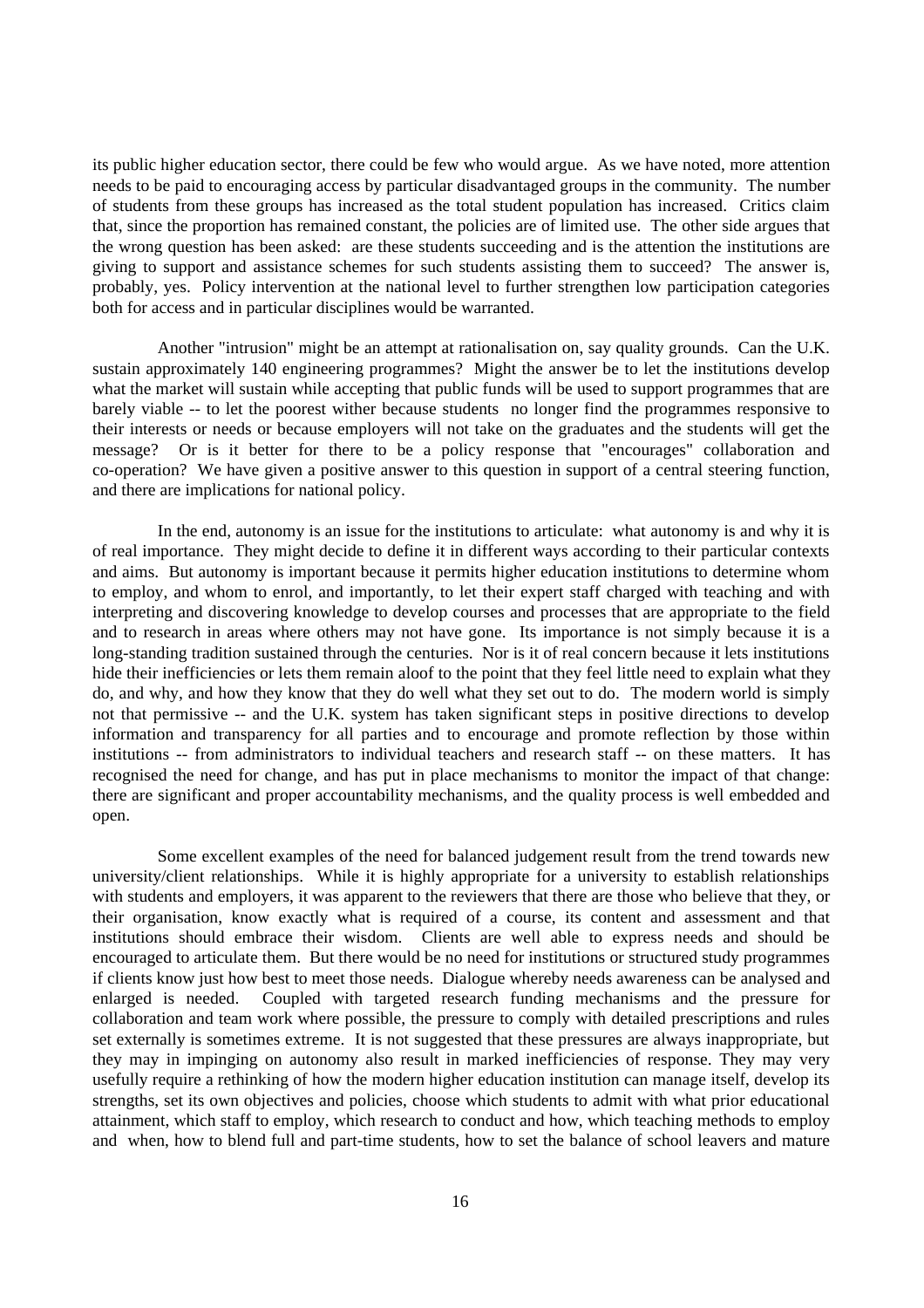its public higher education sector, there could be few who would argue. As we have noted, more attention needs to be paid to encouraging access by particular disadvantaged groups in the community. The number of students from these groups has increased as the total student population has increased. Critics claim that, since the proportion has remained constant, the policies are of limited use. The other side argues that the wrong question has been asked: are these students succeeding and is the attention the institutions are giving to support and assistance schemes for such students assisting them to succeed? The answer is, probably, yes. Policy intervention at the national level to further strengthen low participation categories both for access and in particular disciplines would be warranted.

Another "intrusion" might be an attempt at rationalisation on, say quality grounds. Can the U.K. sustain approximately 140 engineering programmes? Might the answer be to let the institutions develop what the market will sustain while accepting that public funds will be used to support programmes that are barely viable -- to let the poorest wither because students no longer find the programmes responsive to their interests or needs or because employers will not take on the graduates and the students will get the message? Or is it better for there to be a policy response that "encourages" collaboration and co-operation? We have given a positive answer to this question in support of a central steering function, and there are implications for national policy.

In the end, autonomy is an issue for the institutions to articulate: what autonomy is and why it is of real importance. They might decide to define it in different ways according to their particular contexts and aims. But autonomy is important because it permits higher education institutions to determine whom to employ, and whom to enrol, and importantly, to let their expert staff charged with teaching and with interpreting and discovering knowledge to develop courses and processes that are appropriate to the field and to research in areas where others may not have gone. Its importance is not simply because it is a long-standing tradition sustained through the centuries. Nor is it of real concern because it lets institutions hide their inefficiencies or lets them remain aloof to the point that they feel little need to explain what they do, and why, and how they know that they do well what they set out to do. The modern world is simply not that permissive -- and the U.K. system has taken significant steps in positive directions to develop information and transparency for all parties and to encourage and promote reflection by those within institutions -- from administrators to individual teachers and research staff -- on these matters. It has recognised the need for change, and has put in place mechanisms to monitor the impact of that change: there are significant and proper accountability mechanisms, and the quality process is well embedded and open.

Some excellent examples of the need for balanced judgement result from the trend towards new university/client relationships. While it is highly appropriate for a university to establish relationships with students and employers, it was apparent to the reviewers that there are those who believe that they, or their organisation, know exactly what is required of a course, its content and assessment and that institutions should embrace their wisdom. Clients are well able to express needs and should be encouraged to articulate them. But there would be no need for institutions or structured study programmes if clients know just how best to meet those needs. Dialogue whereby needs awareness can be analysed and enlarged is needed. Coupled with targeted research funding mechanisms and the pressure for collaboration and team work where possible, the pressure to comply with detailed prescriptions and rules set externally is sometimes extreme. It is not suggested that these pressures are always inappropriate, but they may in impinging on autonomy also result in marked inefficiencies of response. They may very usefully require a rethinking of how the modern higher education institution can manage itself, develop its strengths, set its own objectives and policies, choose which students to admit with what prior educational attainment, which staff to employ, which research to conduct and how, which teaching methods to employ and when, how to blend full and part-time students, how to set the balance of school leavers and mature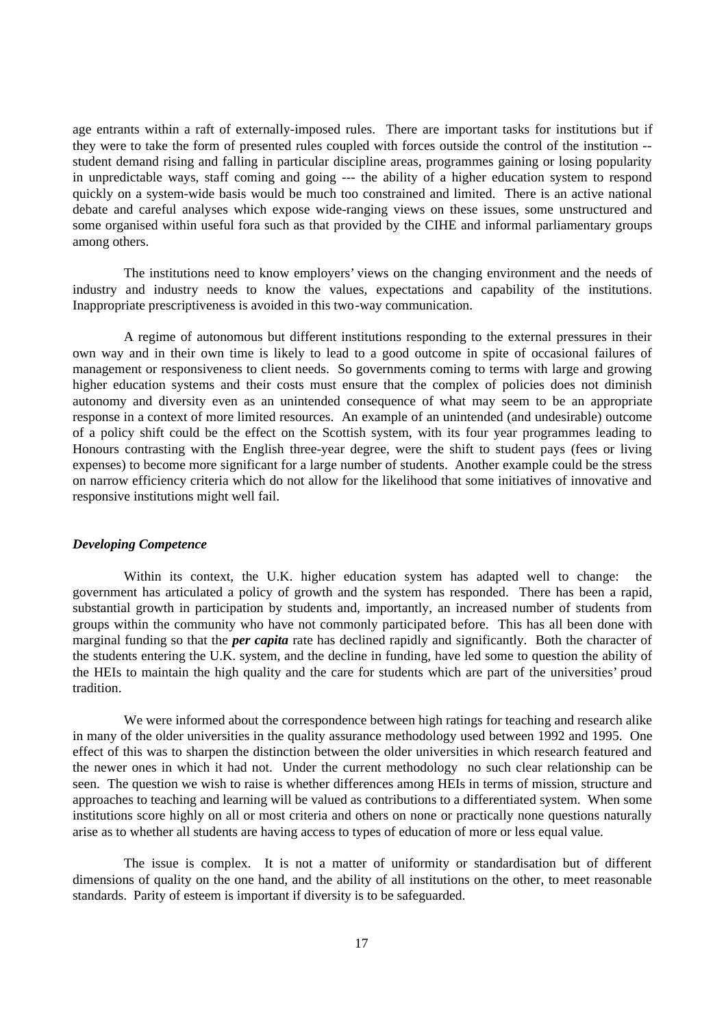age entrants within a raft of externally-imposed rules. There are important tasks for institutions but if they were to take the form of presented rules coupled with forces outside the control of the institution -- student demand rising and falling in particular discipline areas, programmes gaining or losing popularity in unpredictable ways, staff coming and going --- the ability of a higher education system to respond quickly on a system-wide basis would be much too constrained and limited. There is an active national debate and careful analyses which expose wide-ranging views on these issues, some unstructured and some organised within useful fora such as that provided by the CIHE and informal parliamentary groups among others.

The institutions need to know employers' views on the changing environment and the needs of industry and industry needs to know the values, expectations and capability of the institutions. Inappropriate prescriptiveness is avoided in this two-way communication.

A regime of autonomous but different institutions responding to the external pressures in their own way and in their own time is likely to lead to a good outcome in spite of occasional failures of management or responsiveness to client needs. So governments coming to terms with large and growing higher education systems and their costs must ensure that the complex of policies does not diminish autonomy and diversity even as an unintended consequence of what may seem to be an appropriate response in a context of more limited resources. An example of an unintended (and undesirable) outcome of a policy shift could be the effect on the Scottish system, with its four year programmes leading to Honours contrasting with the English three-year degree, were the shift to student pays (fees or living expenses) to become more significant for a large number of students. Another example could be the stress on narrow efficiency criteria which do not allow for the likelihood that some initiatives of innovative and responsive institutions might well fail.

### *Developing Competence*

Within its context, the U.K. higher education system has adapted well to change: the government has articulated a policy of growth and the system has responded. There has been a rapid, substantial growth in participation by students and, importantly, an increased number of students from groups within the community who have not commonly participated before. This has all been done with marginal funding so that the ***per capita*** rate has declined rapidly and significantly. Both the character of the students entering the U.K. system, and the decline in funding, have led some to question the ability of the HEIs to maintain the high quality and the care for students which are part of the universities' proud tradition.

We were informed about the correspondence between high ratings for teaching and research alike in many of the older universities in the quality assurance methodology used between 1992 and 1995. One effect of this was to sharpen the distinction between the older universities in which research featured and the newer ones in which it had not. Under the current methodology no such clear relationship can be seen. The question we wish to raise is whether differences among HEIs in terms of mission, structure and approaches to teaching and learning will be valued as contributions to a differentiated system. When some institutions score highly on all or most criteria and others on none or practically none questions naturally arise as to whether all students are having access to types of education of more or less equal value.

The issue is complex. It is not a matter of uniformity or standardisation but of different dimensions of quality on the one hand, and the ability of all institutions on the other, to meet reasonable standards. Parity of esteem is important if diversity is to be safeguarded.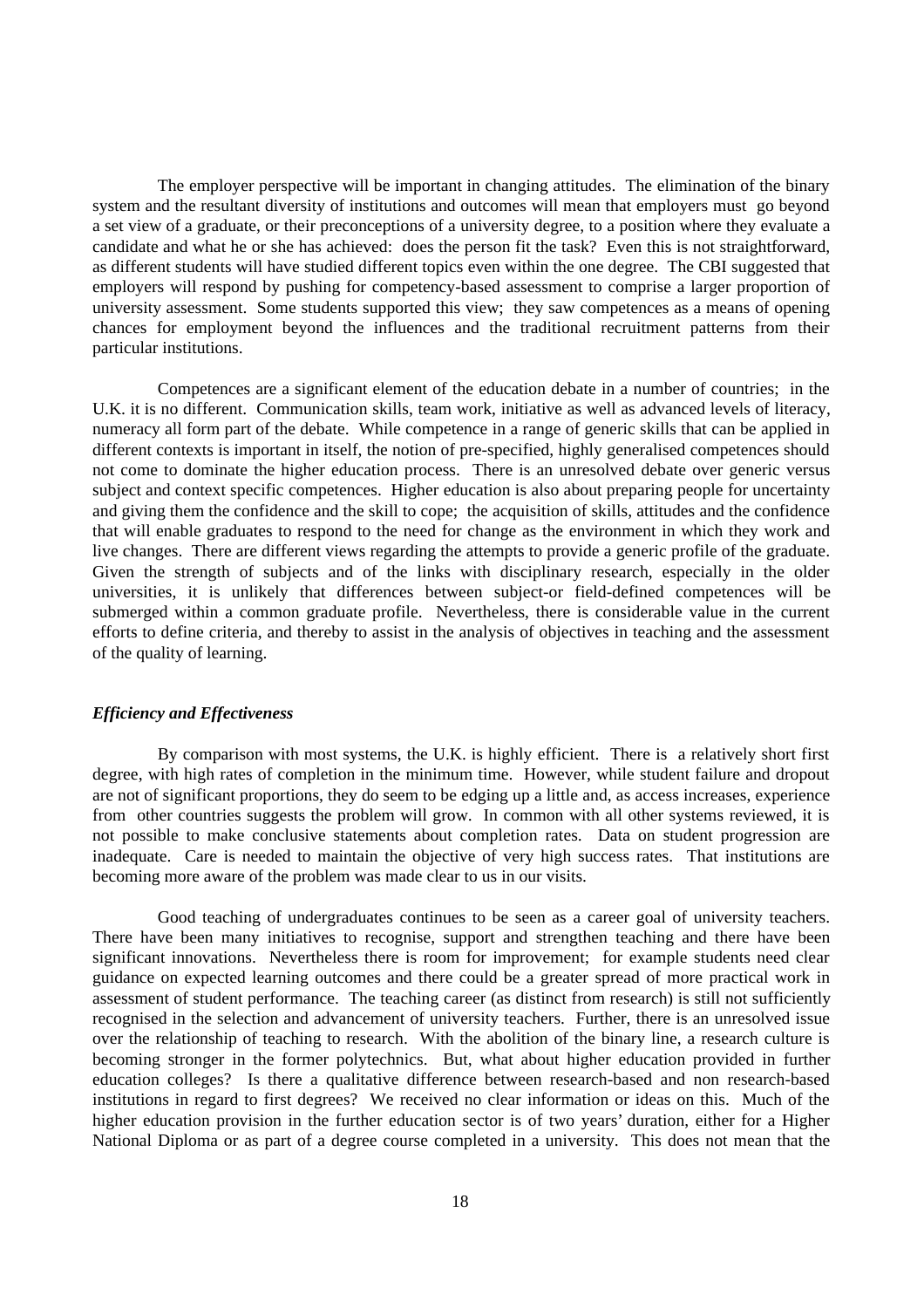The employer perspective will be important in changing attitudes. The elimination of the binary system and the resultant diversity of institutions and outcomes will mean that employers must go beyond a set view of a graduate, or their preconceptions of a university degree, to a position where they evaluate a candidate and what he or she has achieved: does the person fit the task? Even this is not straightforward, as different students will have studied different topics even within the one degree. The CBI suggested that employers will respond by pushing for competency-based assessment to comprise a larger proportion of university assessment. Some students supported this view; they saw competences as a means of opening chances for employment beyond the influences and the traditional recruitment patterns from their particular institutions.

Competences are a significant element of the education debate in a number of countries; in the U.K. it is no different. Communication skills, team work, initiative as well as advanced levels of literacy, numeracy all form part of the debate. While competence in a range of generic skills that can be applied in different contexts is important in itself, the notion of pre-specified, highly generalised competences should not come to dominate the higher education process. There is an unresolved debate over generic versus subject and context specific competences. Higher education is also about preparing people for uncertainty and giving them the confidence and the skill to cope; the acquisition of skills, attitudes and the confidence that will enable graduates to respond to the need for change as the environment in which they work and live changes. There are different views regarding the attempts to provide a generic profile of the graduate. Given the strength of subjects and of the links with disciplinary research, especially in the older universities, it is unlikely that differences between subject-or field-defined competences will be submerged within a common graduate profile. Nevertheless, there is considerable value in the current efforts to define criteria, and thereby to assist in the analysis of objectives in teaching and the assessment of the quality of learning.

***Efficiency and Effectiveness***

By comparison with most systems, the U.K. is highly efficient. There is a relatively short first degree, with high rates of completion in the minimum time. However, while student failure and dropout are not of significant proportions, they do seem to be edging up a little and, as access increases, experience from other countries suggests the problem will grow. In common with all other systems reviewed, it is not possible to make conclusive statements about completion rates. Data on student progression are inadequate. Care is needed to maintain the objective of very high success rates. That institutions are becoming more aware of the problem was made clear to us in our visits.

Good teaching of undergraduates continues to be seen as a career goal of university teachers. There have been many initiatives to recognise, support and strengthen teaching and there have been significant innovations. Nevertheless there is room for improvement; for example students need clear guidance on expected learning outcomes and there could be a greater spread of more practical work in assessment of student performance. The teaching career (as distinct from research) is still not sufficiently recognised in the selection and advancement of university teachers. Further, there is an unresolved issue over the relationship of teaching to research. With the abolition of the binary line, a research culture is becoming stronger in the former polytechnics. But, what about higher education provided in further education colleges? Is there a qualitative difference between research-based and non research-based institutions in regard to first degrees? We received no clear information or ideas on this. Much of the higher education provision in the further education sector is of two years' duration, either for a Higher National Diploma or as part of a degree course completed in a university. This does not mean that the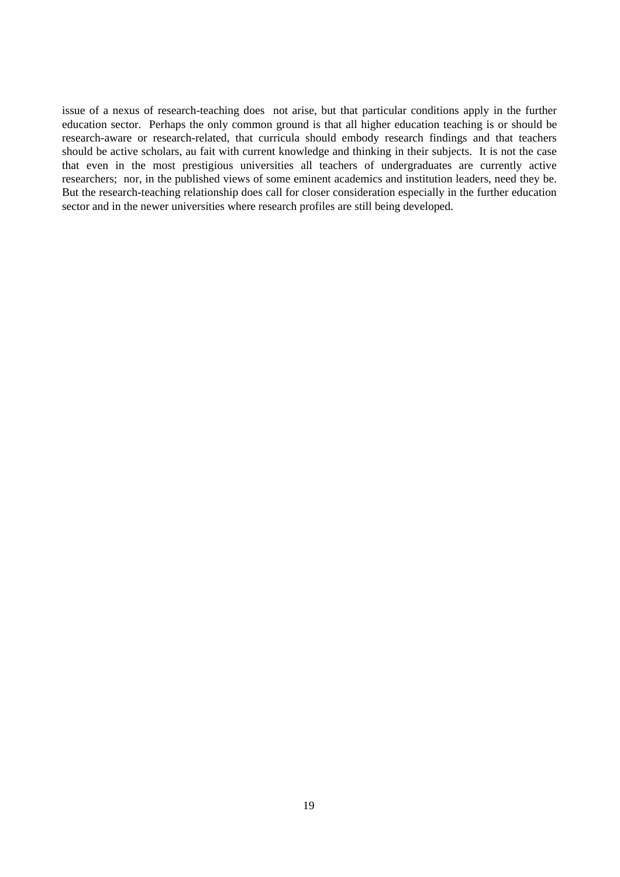issue of a nexus of research-teaching does not arise, but that particular conditions apply in the further education sector. Perhaps the only common ground is that all higher education teaching is or should be research-aware or research-related, that curricula should embody research findings and that teachers should be active scholars, au fait with current knowledge and thinking in their subjects. It is not the case that even in the most prestigious universities all teachers of undergraduates are currently active researchers; nor, in the published views of some eminent academics and institution leaders, need they be. But the research-teaching relationship does call for closer consideration especially in the further education sector and in the newer universities where research profiles are still being developed.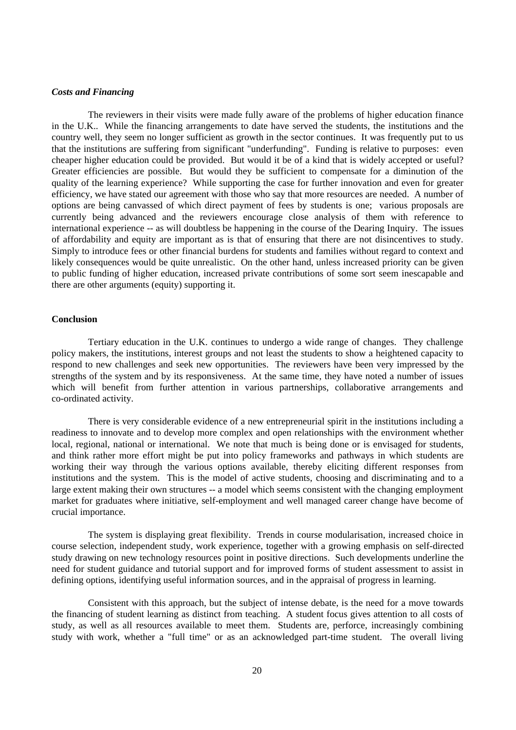### *Costs and Financing*

The reviewers in their visits were made fully aware of the problems of higher education finance in the U.K.. While the financing arrangements to date have served the students, the institutions and the country well, they seem no longer sufficient as growth in the sector continues. It was frequently put to us that the institutions are suffering from significant "underfunding". Funding is relative to purposes: even cheaper higher education could be provided. But would it be of a kind that is widely accepted or useful? Greater efficiencies are possible. But would they be sufficient to compensate for a diminution of the quality of the learning experience? While supporting the case for further innovation and even for greater efficiency, we have stated our agreement with those who say that more resources are needed. A number of options are being canvassed of which direct payment of fees by students is one; various proposals are currently being advanced and the reviewers encourage close analysis of them with reference to international experience -- as will doubtless be happening in the course of the Dearing Inquiry. The issues of affordability and equity are important as is that of ensuring that there are not disincentives to study. Simply to introduce fees or other financial burdens for students and families without regard to context and likely consequences would be quite unrealistic. On the other hand, unless increased priority can be given to public funding of higher education, increased private contributions of some sort seem inescapable and there are other arguments (equity) supporting it.

## Conclusion

Tertiary education in the U.K. continues to undergo a wide range of changes. They challenge policy makers, the institutions, interest groups and not least the students to show a heightened capacity to respond to new challenges and seek new opportunities. The reviewers have been very impressed by the strengths of the system and by its responsiveness. At the same time, they have noted a number of issues which will benefit from further attention in various partnerships, collaborative arrangements and co-ordinated activity.

There is very considerable evidence of a new entrepreneurial spirit in the institutions including a readiness to innovate and to develop more complex and open relationships with the environment whether local, regional, national or international. We note that much is being done or is envisaged for students, and think rather more effort might be put into policy frameworks and pathways in which students are working their way through the various options available, thereby eliciting different responses from institutions and the system. This is the model of active students, choosing and discriminating and to a large extent making their own structures -- a model which seems consistent with the changing employment market for graduates where initiative, self-employment and well managed career change have become of crucial importance.

The system is displaying great flexibility. Trends in course modularisation, increased choice in course selection, independent study, work experience, together with a growing emphasis on self-directed study drawing on new technology resources point in positive directions. Such developments underline the need for student guidance and tutorial support and for improved forms of student assessment to assist in defining options, identifying useful information sources, and in the appraisal of progress in learning.

Consistent with this approach, but the subject of intense debate, is the need for a move towards the financing of student learning as distinct from teaching. A student focus gives attention to all costs of study, as well as all resources available to meet them. Students are, perforce, increasingly combining study with work, whether a "full time" or as an acknowledged part-time student. The overall living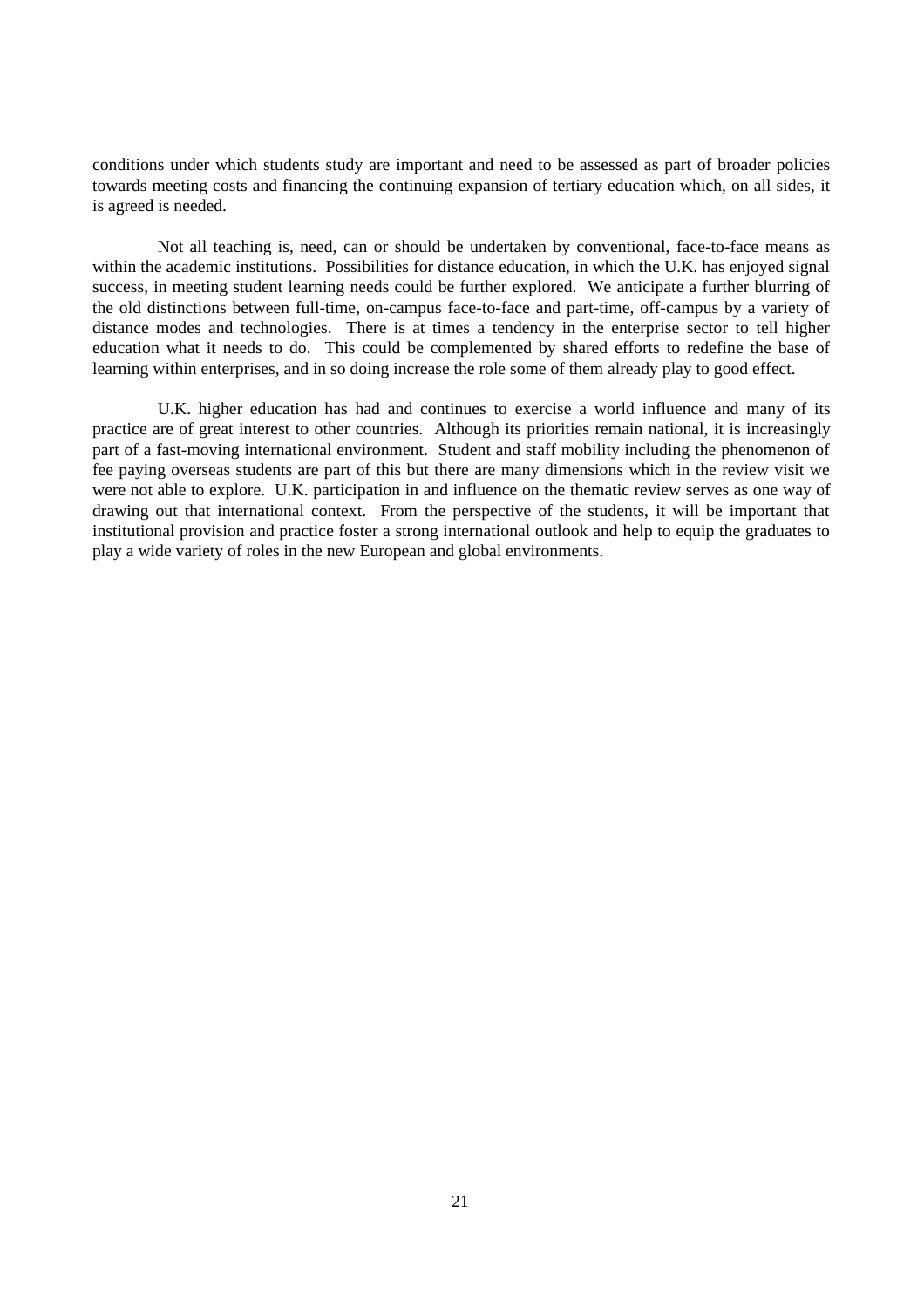conditions under which students study are important and need to be assessed as part of broader policies towards meeting costs and financing the continuing expansion of tertiary education which, on all sides, it is agreed is needed.

Not all teaching is, need, can or should be undertaken by conventional, face-to-face means as within the academic institutions. Possibilities for distance education, in which the U.K. has enjoyed signal success, in meeting student learning needs could be further explored. We anticipate a further blurring of the old distinctions between full-time, on-campus face-to-face and part-time, off-campus by a variety of distance modes and technologies. There is at times a tendency in the enterprise sector to tell higher education what it needs to do. This could be complemented by shared efforts to redefine the base of learning within enterprises, and in so doing increase the role some of them already play to good effect.

U.K. higher education has had and continues to exercise a world influence and many of its practice are of great interest to other countries. Although its priorities remain national, it is increasingly part of a fast-moving international environment. Student and staff mobility including the phenomenon of fee paying overseas students are part of this but there are many dimensions which in the review visit we were not able to explore. U.K. participation in and influence on the thematic review serves as one way of drawing out that international context. From the perspective of the students, it will be important that institutional provision and practice foster a strong international outlook and help to equip the graduates to play a wide variety of roles in the new European and global environments.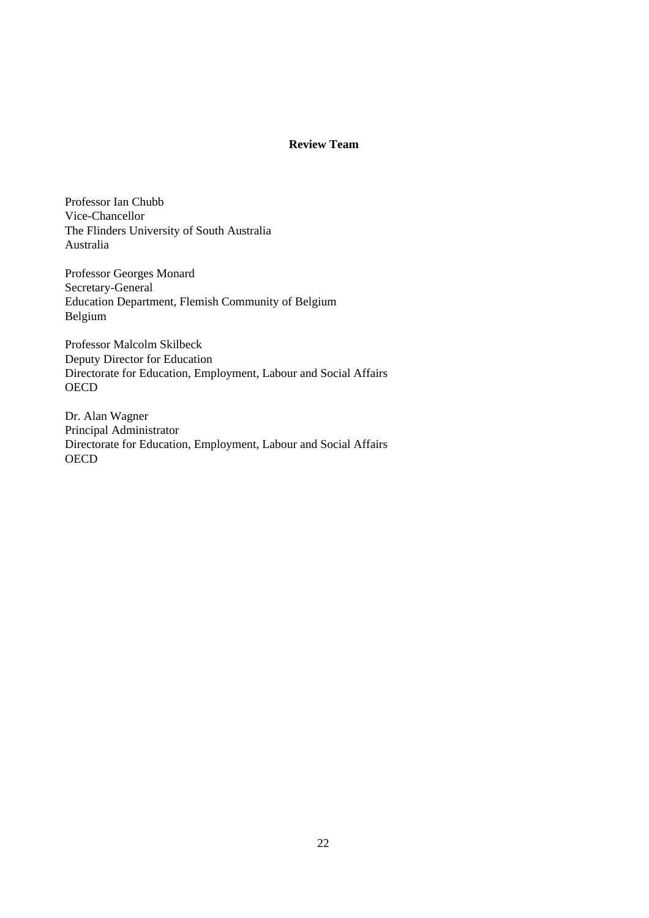## Review Team

Professor Ian Chubb
Vice-Chancellor
The Flinders University of South Australia
Australia

Professor Georges Monard
Secretary-General
Education Department, Flemish Community of Belgium
Belgium

Professor Malcolm Skilbeck
Deputy Director for Education
Directorate for Education, Employment, Labour and Social Affairs
OECD

Dr. Alan Wagner
Principal Administrator
Directorate for Education, Employment, Labour and Social Affairs
OECD